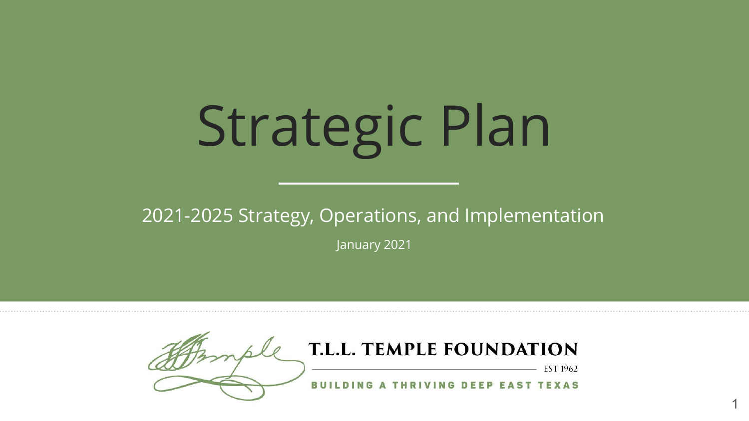# Strategic Plan

2021-2025 Strategy, Operations, and Implementation

January 2021

**T.L.L. TEMPLE FOUNDATION**

EST 1962

BUILDING A THRIVING DEEP EAST TEXAS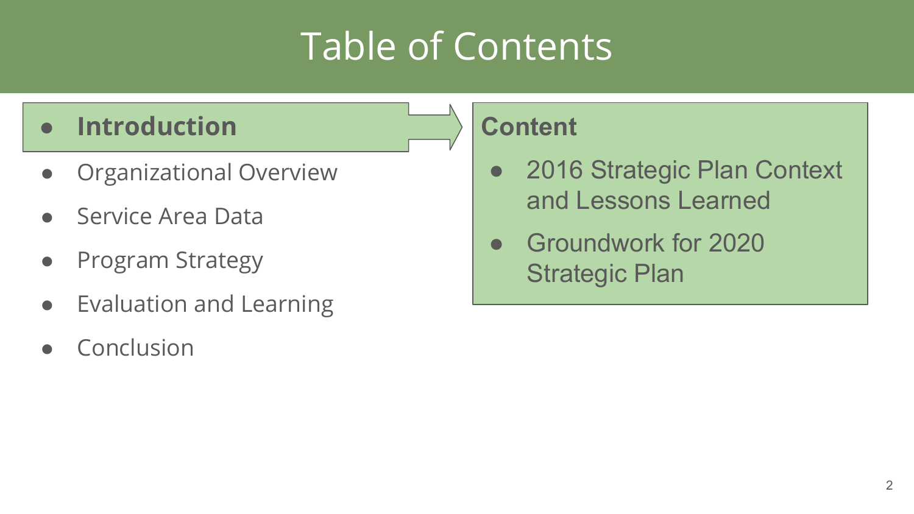# Table of Contents

- **Introduction**
- Organizational Overview
- Service Area Data
- Program Strategy
- Evaluation and Learning
- Conclusion

**Content**

- 2016 Strategic Plan Context and Lessons Learned
- Groundwork for 2020 Strategic Plan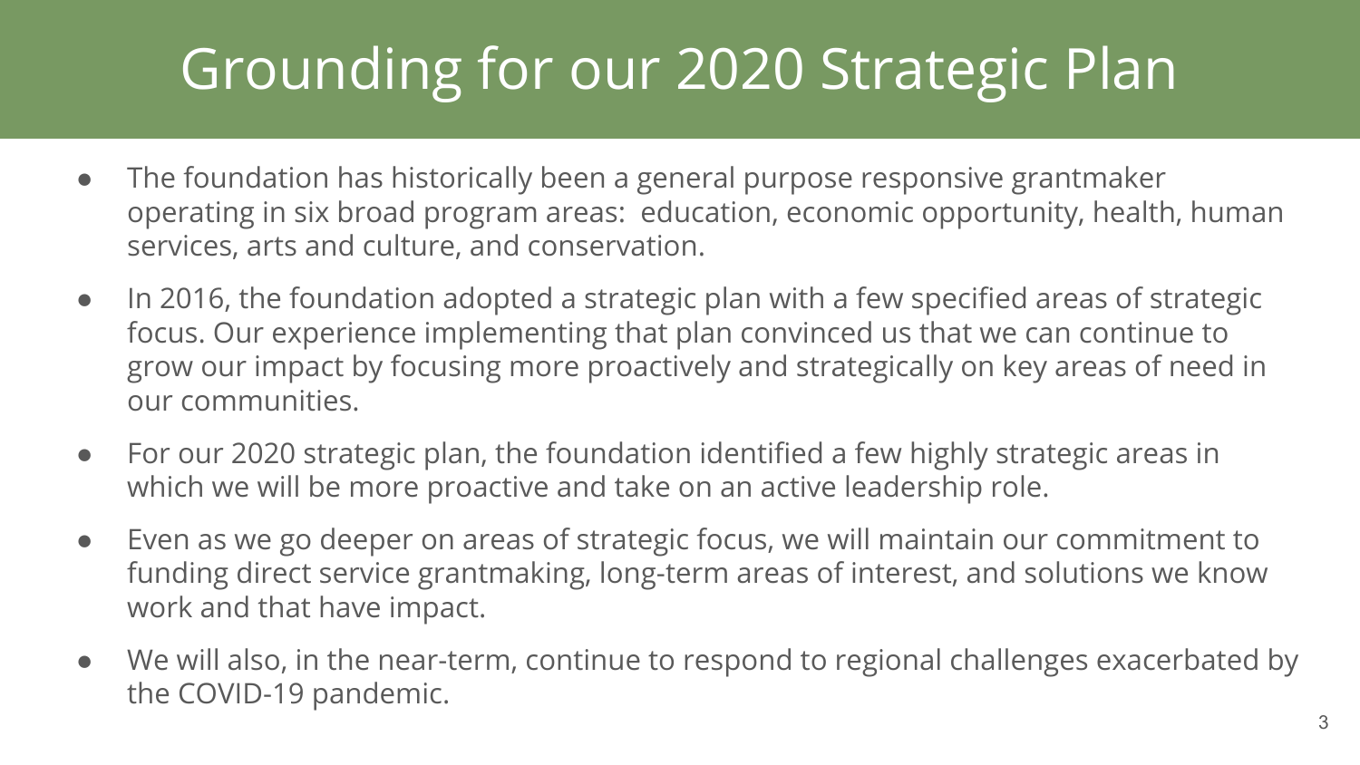# Grounding for our 2020 Strategic Plan

- The foundation has historically been a general purpose responsive grantmaker operating in six broad program areas: education, economic opportunity, health, human services, arts and culture, and conservation.
- In 2016, the foundation adopted a strategic plan with a few specified areas of strategic focus. Our experience implementing that plan convinced us that we can continue to grow our impact by focusing more proactively and strategically on key areas of need in our communities.
- For our 2020 strategic plan, the foundation identified a few highly strategic areas in which we will be more proactive and take on an active leadership role.
- Even as we go deeper on areas of strategic focus, we will maintain our commitment to funding direct service grantmaking, long-term areas of interest, and solutions we know work and that have impact.
- We will also, in the near-term, continue to respond to regional challenges exacerbated by the COVID-19 pandemic.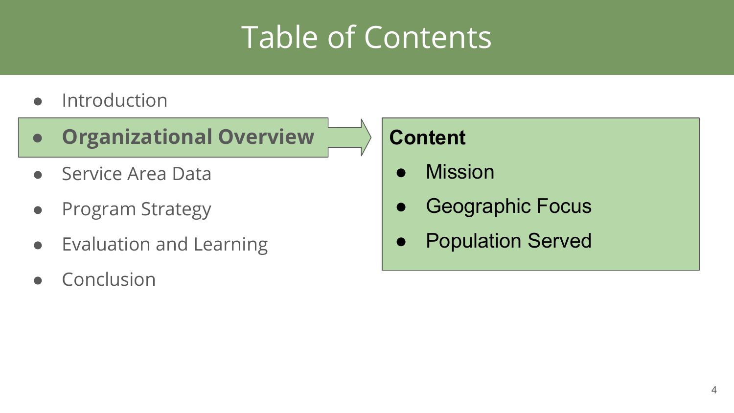# Table of Contents

- Introduction
- **Organizational Overview**
- Service Area Data
- Program Strategy
- Evaluation and Learning
- Conclusion

**Content**

- Mission
- Geographic Focus
- Population Served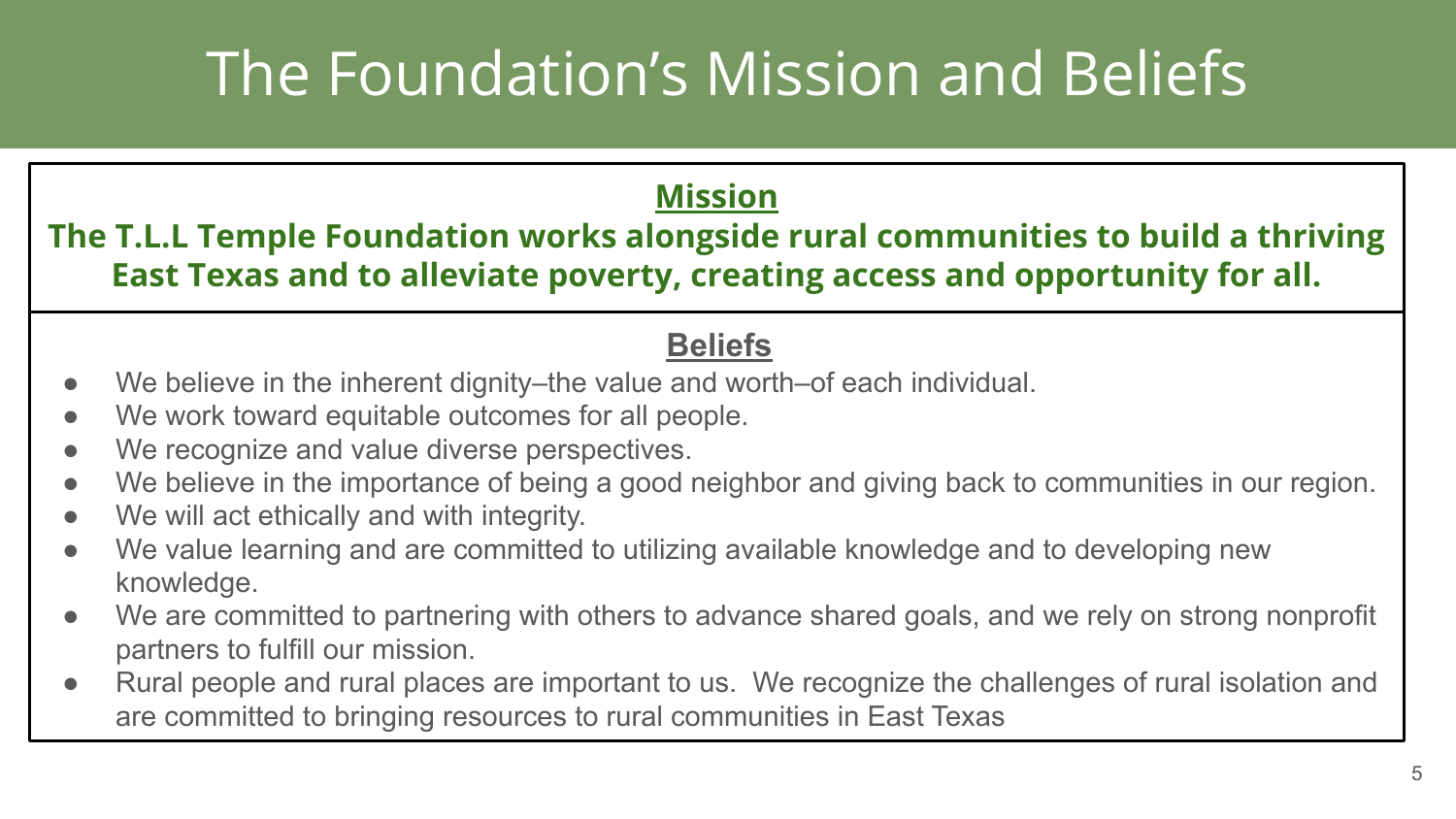# The Foundation's Mission and Beliefs

## Mission

**The T.L.L Temple Foundation works alongside rural communities to build a thriving East Texas and to alleviate poverty, creating access and opportunity for all.**

## Beliefs

- We believe in the inherent dignity–the value and worth–of each individual.
- We work toward equitable outcomes for all people.
- We recognize and value diverse perspectives.
- We believe in the importance of being a good neighbor and giving back to communities in our region.
- We will act ethically and with integrity.
- We value learning and are committed to utilizing available knowledge and to developing new knowledge.
- We are committed to partnering with others to advance shared goals, and we rely on strong nonprofit partners to fulfill our mission.
- Rural people and rural places are important to us. We recognize the challenges of rural isolation and are committed to bringing resources to rural communities in East Texas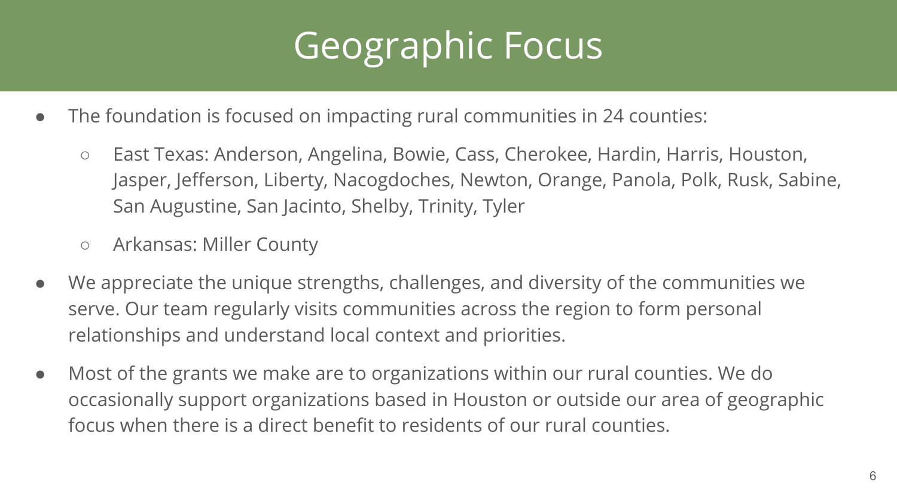# Geographic Focus

- The foundation is focused on impacting rural communities in 24 counties:
  - East Texas: Anderson, Angelina, Bowie, Cass, Cherokee, Hardin, Harris, Houston, Jasper, Jefferson, Liberty, Nacogdoches, Newton, Orange, Panola, Polk, Rusk, Sabine, San Augustine, San Jacinto, Shelby, Trinity, Tyler
  - Arkansas: Miller County
- We appreciate the unique strengths, challenges, and diversity of the communities we serve. Our team regularly visits communities across the region to form personal relationships and understand local context and priorities.
- Most of the grants we make are to organizations within our rural counties. We do occasionally support organizations based in Houston or outside our area of geographic focus when there is a direct benefit to residents of our rural counties.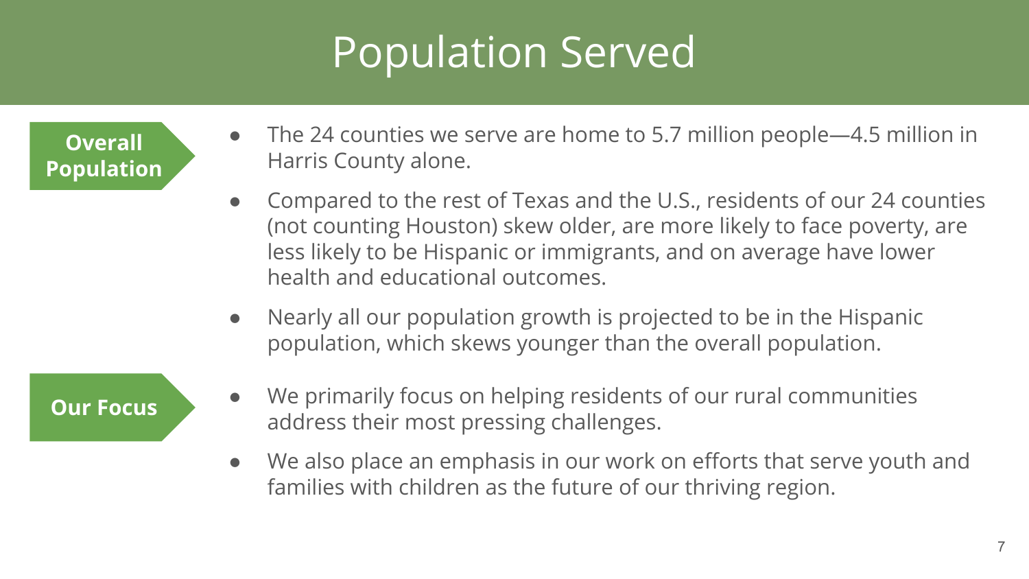# Population Served

**Overall Population**

- The 24 counties we serve are home to 5.7 million people—4.5 million in Harris County alone.
- Compared to the rest of Texas and the U.S., residents of our 24 counties (not counting Houston) skew older, are more likely to face poverty, are less likely to be Hispanic or immigrants, and on average have lower health and educational outcomes.
- Nearly all our population growth is projected to be in the Hispanic population, which skews younger than the overall population.

**Our Focus**

- We primarily focus on helping residents of our rural communities address their most pressing challenges.
- We also place an emphasis in our work on efforts that serve youth and families with children as the future of our thriving region.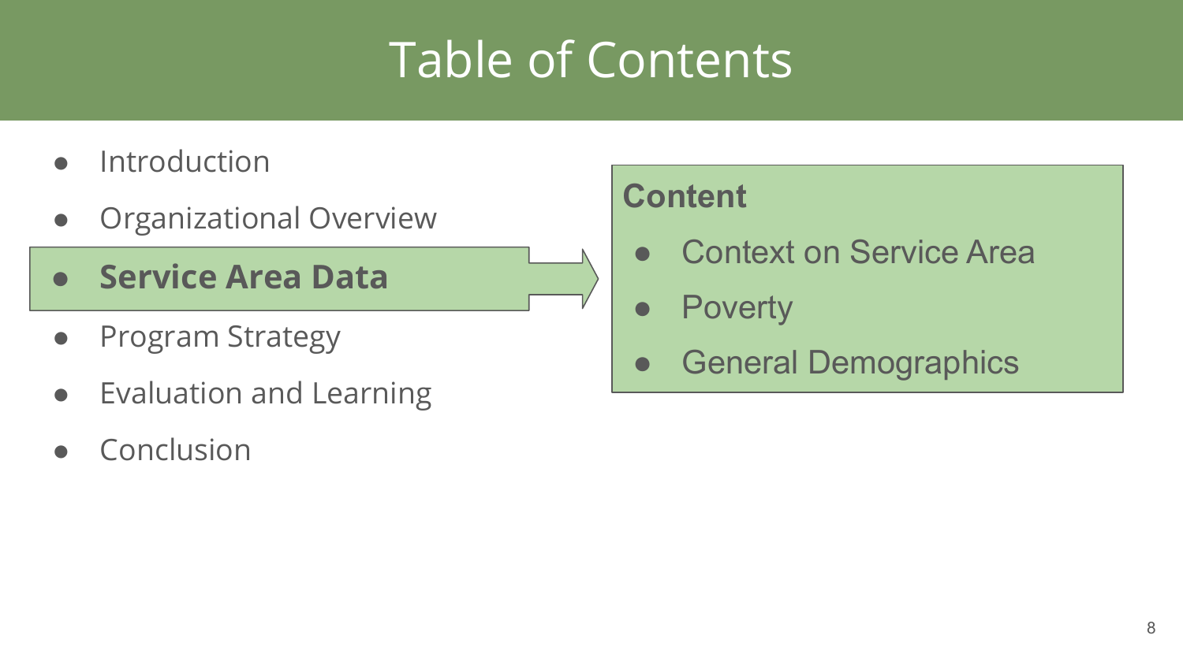# Table of Contents

- Introduction
- Organizational Overview
- **Service Area Data**
- Program Strategy
- Evaluation and Learning
- Conclusion

**Content**

- Context on Service Area
- Poverty
- General Demographics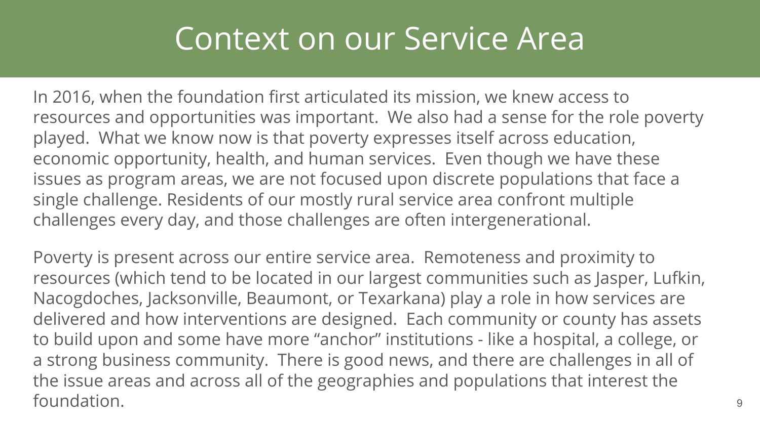# Context on our Service Area

In 2016, when the foundation first articulated its mission, we knew access to resources and opportunities was important. We also had a sense for the role poverty played. What we know now is that poverty expresses itself across education, economic opportunity, health, and human services. Even though we have these issues as program areas, we are not focused upon discrete populations that face a single challenge. Residents of our mostly rural service area confront multiple challenges every day, and those challenges are often intergenerational.

Poverty is present across our entire service area. Remoteness and proximity to resources (which tend to be located in our largest communities such as Jasper, Lufkin, Nacogdoches, Jacksonville, Beaumont, or Texarkana) play a role in how services are delivered and how interventions are designed. Each community or county has assets to build upon and some have more "anchor" institutions - like a hospital, a college, or a strong business community. There is good news, and there are challenges in all of the issue areas and across all of the geographies and populations that interest the foundation.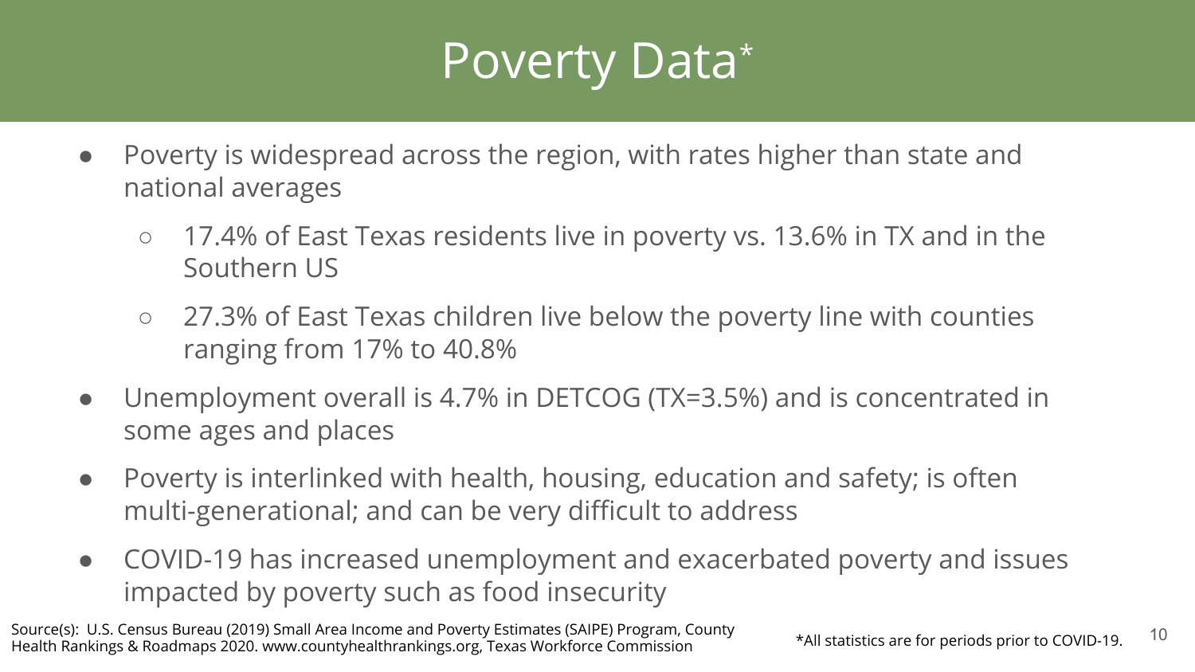# Poverty Data*

- Poverty is widespread across the region, with rates higher than state and national averages
  - 17.4% of East Texas residents live in poverty vs. 13.6% in TX and in the Southern US
  - 27.3% of East Texas children live below the poverty line with counties ranging from 17% to 40.8%
- Unemployment overall is 4.7% in DETCOG (TX=3.5%) and is concentrated in some ages and places
- Poverty is interlinked with health, housing, education and safety; is often multi-generational; and can be very difficult to address
- COVID-19 has increased unemployment and exacerbated poverty and issues impacted by poverty such as food insecurity

Source(s): U.S. Census Bureau (2019) Small Area Income and Poverty Estimates (SAIPE) Program, County Health Rankings & Roadmaps 2020. www.countyhealthrankings.org, Texas Workforce Commission

*All statistics are for periods prior to COVID-19.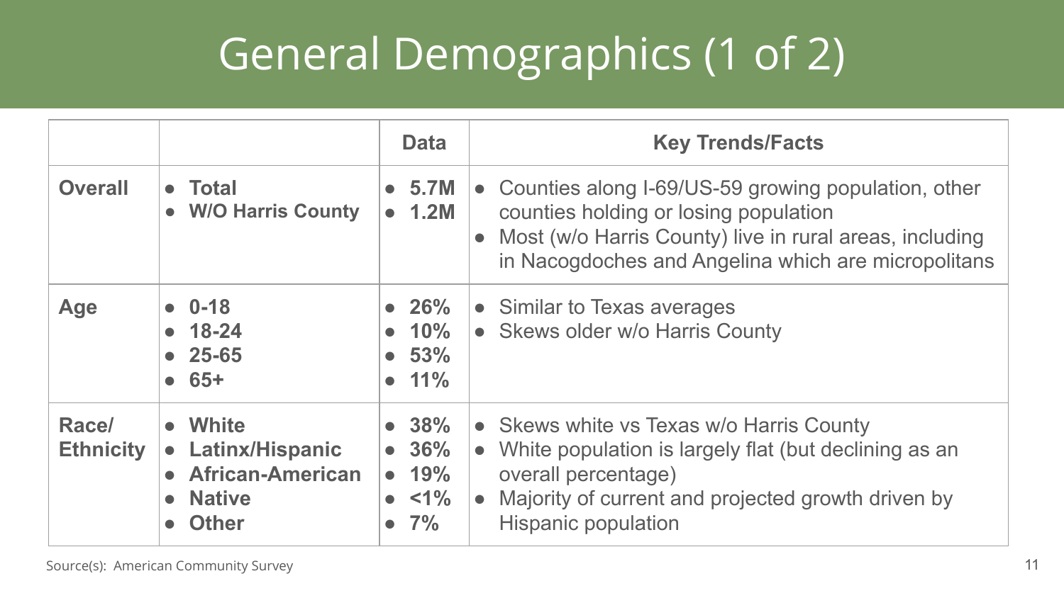# General Demographics (1 of 2)

| | | Data | Key Trends/Facts |
|---|---|---|---|
| **Overall** | • **Total**<br>• **W/O Harris County** | • **5.7M**<br>• **1.2M** | • Counties along I-69/US-59 growing population, other counties holding or losing population<br>• Most (w/o Harris County) live in rural areas, including in Nacogdoches and Angelina which are micropolitans |
| **Age** | • **0-18**<br>• **18-24**<br>• **25-65**<br>• **65+** | • **26%**<br>• **10%**<br>• **53%**<br>• **11%** | • Similar to Texas averages<br>• Skews older w/o Harris County |
| **Race/ Ethnicity** | • **White**<br>• **Latinx/Hispanic**<br>• **African-American**<br>• **Native**<br>• **Other** | • **38%**<br>• **36%**<br>• **19%**<br>• **<1%**<br>• **7%** | • Skews white vs Texas w/o Harris County<br>• White population is largely flat (but declining as an overall percentage)<br>• Majority of current and projected growth driven by Hispanic population |

Source(s): American Community Survey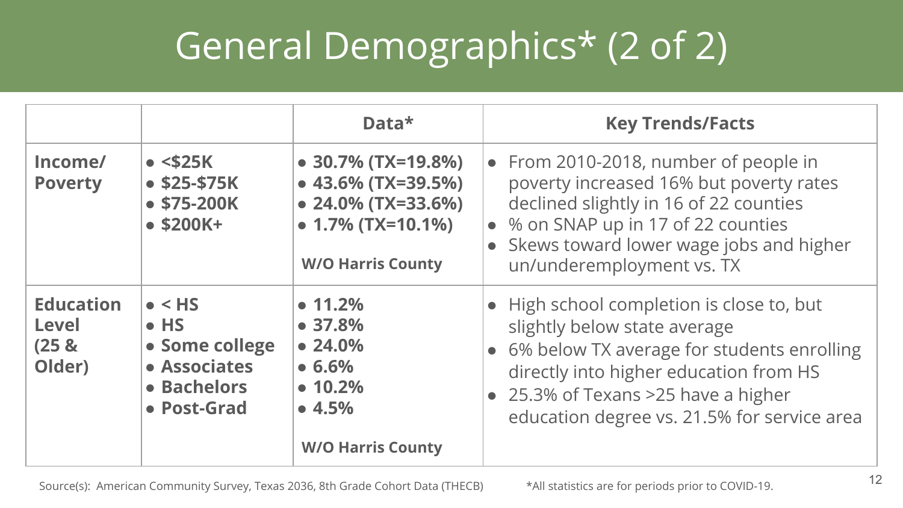# General Demographics* (2 of 2)

| | | Data* | Key Trends/Facts |
|---|---|---|---|
| **Income/ Poverty** | • **<$25K**<br>• **$25-$75K**<br>• **$75-200K**<br>• **$200K+** | • **30.7% (TX=19.8%)**<br>• **43.6% (TX=39.5%)**<br>• **24.0% (TX=33.6%)**<br>• **1.7% (TX=10.1%)**<br><br>**W/O Harris County** | • From 2010-2018, number of people in poverty increased 16% but poverty rates declined slightly in 16 of 22 counties<br>• % on SNAP up in 17 of 22 counties<br>• Skews toward lower wage jobs and higher un/underemployment vs. TX |
| **Education Level (25 & Older)** | • **< HS**<br>• **HS**<br>• **Some college**<br>• **Associates**<br>• **Bachelors**<br>• **Post-Grad** | • **11.2%**<br>• **37.8%**<br>• **24.0%**<br>• **6.6%**<br>• **10.2%**<br>• **4.5%**<br><br>**W/O Harris County** | • High school completion is close to, but slightly below state average<br>• 6% below TX average for students enrolling directly into higher education from HS<br>• 25.3% of Texans >25 have a higher education degree vs. 21.5% for service area |

Source(s): American Community Survey, Texas 2036, 8th Grade Cohort Data (THECB)

*All statistics are for periods prior to COVID-19.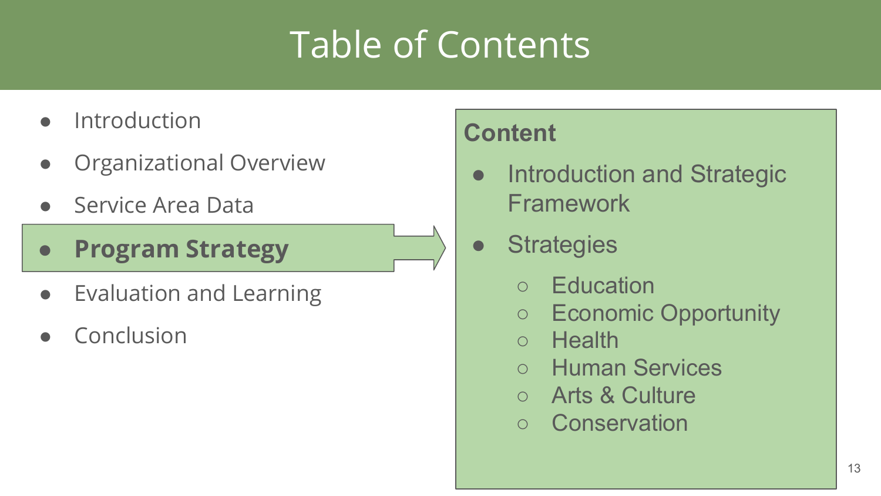# Table of Contents

- Introduction
- Organizational Overview
- Service Area Data
- **Program Strategy**
- Evaluation and Learning
- Conclusion

**Content**

- Introduction and Strategic Framework
- Strategies
  - Education
  - Economic Opportunity
  - Health
  - Human Services
  - Arts & Culture
  - Conservation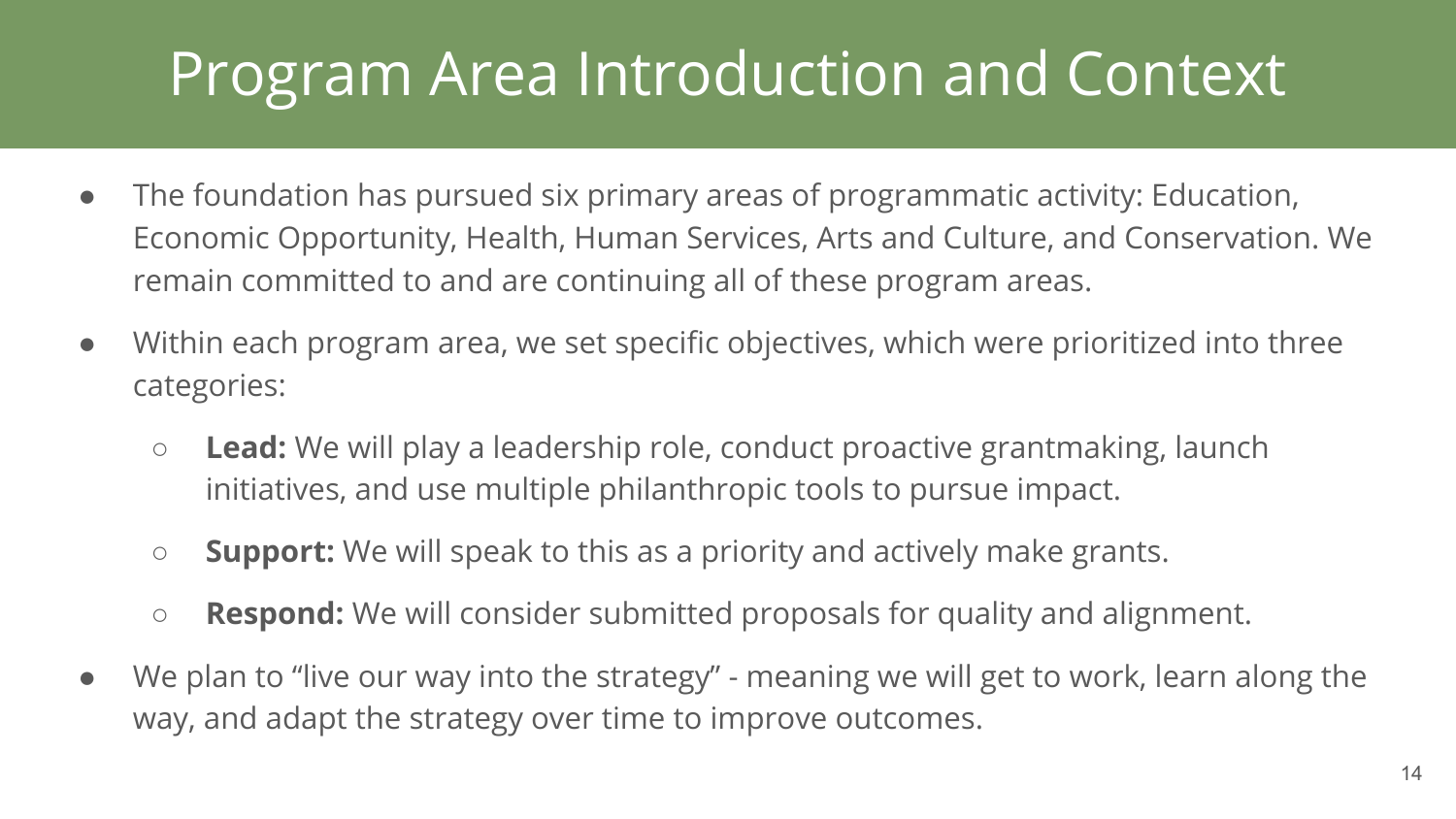# Program Area Introduction and Context

- The foundation has pursued six primary areas of programmatic activity: Education, Economic Opportunity, Health, Human Services, Arts and Culture, and Conservation. We remain committed to and are continuing all of these program areas.
- Within each program area, we set specific objectives, which were prioritized into three categories:
  - **Lead:** We will play a leadership role, conduct proactive grantmaking, launch initiatives, and use multiple philanthropic tools to pursue impact.
  - **Support:** We will speak to this as a priority and actively make grants.
  - **Respond:** We will consider submitted proposals for quality and alignment.
- We plan to "live our way into the strategy" - meaning we will get to work, learn along the way, and adapt the strategy over time to improve outcomes.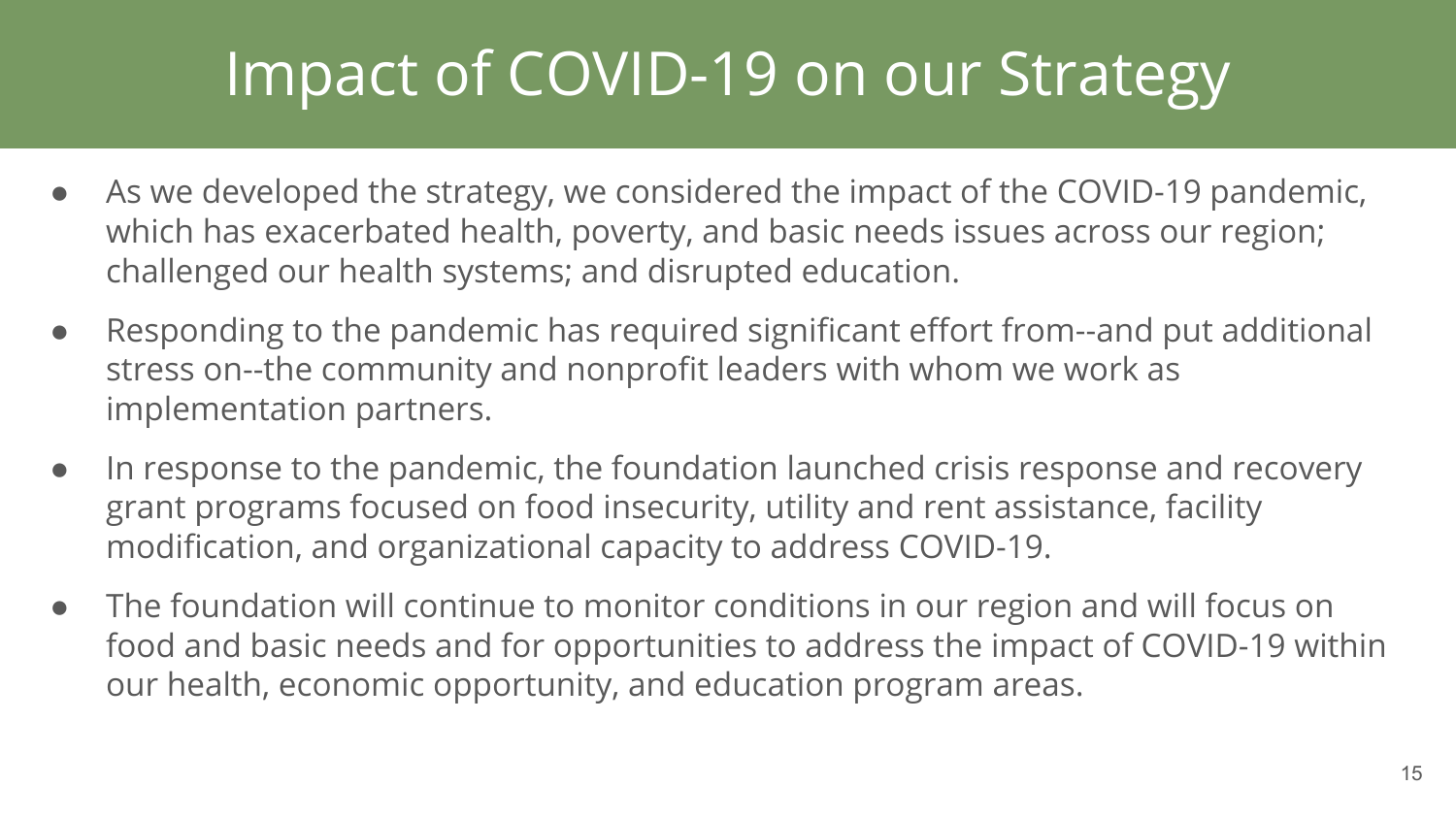# Impact of COVID-19 on our Strategy

- As we developed the strategy, we considered the impact of the COVID-19 pandemic, which has exacerbated health, poverty, and basic needs issues across our region; challenged our health systems; and disrupted education.
- Responding to the pandemic has required significant effort from--and put additional stress on--the community and nonprofit leaders with whom we work as implementation partners.
- In response to the pandemic, the foundation launched crisis response and recovery grant programs focused on food insecurity, utility and rent assistance, facility modification, and organizational capacity to address COVID-19.
- The foundation will continue to monitor conditions in our region and will focus on food and basic needs and for opportunities to address the impact of COVID-19 within our health, economic opportunity, and education program areas.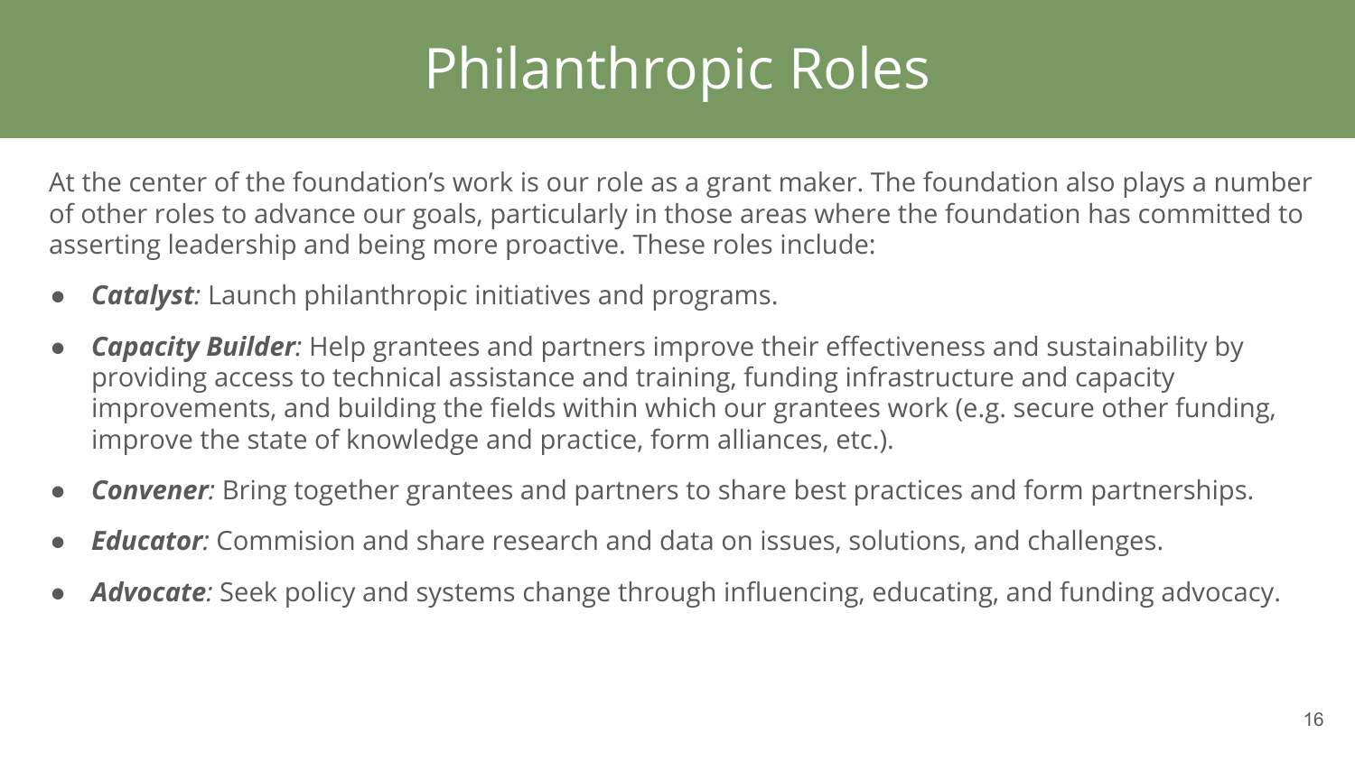# Philanthropic Roles

At the center of the foundation's work is our role as a grant maker. The foundation also plays a number of other roles to advance our goals, particularly in those areas where the foundation has committed to asserting leadership and being more proactive. These roles include:

- ***Catalyst****:* Launch philanthropic initiatives and programs.
- ***Capacity Builder****:* Help grantees and partners improve their effectiveness and sustainability by providing access to technical assistance and training, funding infrastructure and capacity improvements, and building the fields within which our grantees work (e.g. secure other funding, improve the state of knowledge and practice, form alliances, etc.).
- ***Convener****:* Bring together grantees and partners to share best practices and form partnerships.
- ***Educator****:* Commision and share research and data on issues, solutions, and challenges.
- ***Advocate****:* Seek policy and systems change through influencing, educating, and funding advocacy.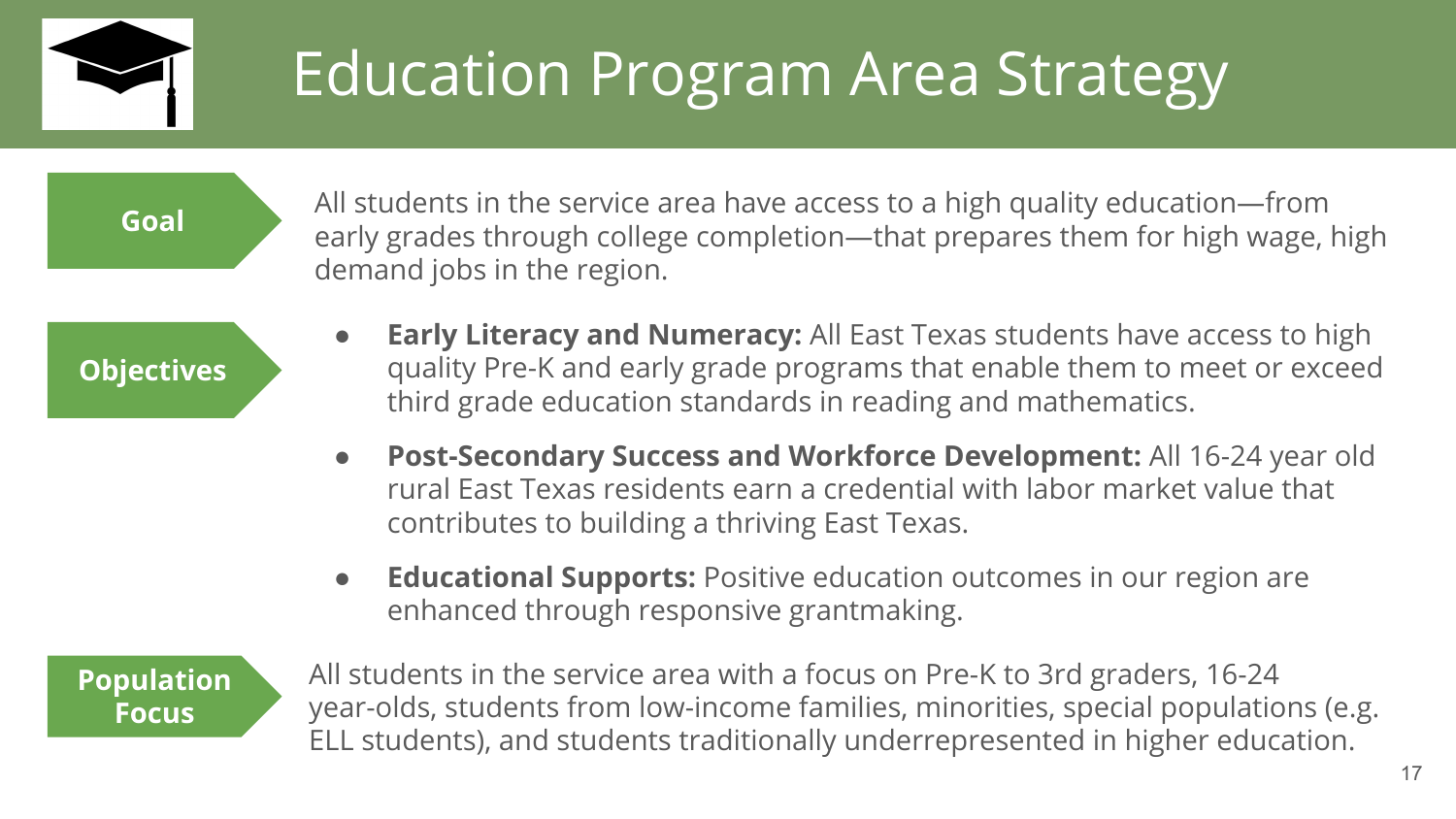# Education Program Area Strategy

**Goal**

All students in the service area have access to a high quality education—from early grades through college completion—that prepares them for high wage, high demand jobs in the region.

**Objectives**

- **Early Literacy and Numeracy:** All East Texas students have access to high quality Pre-K and early grade programs that enable them to meet or exceed third grade education standards in reading and mathematics.
- **Post-Secondary Success and Workforce Development:** All 16-24 year old rural East Texas residents earn a credential with labor market value that contributes to building a thriving East Texas.
- **Educational Supports:** Positive education outcomes in our region are enhanced through responsive grantmaking.

**Population Focus**

All students in the service area with a focus on Pre-K to 3rd graders, 16-24 year-olds, students from low-income families, minorities, special populations (e.g. ELL students), and students traditionally underrepresented in higher education.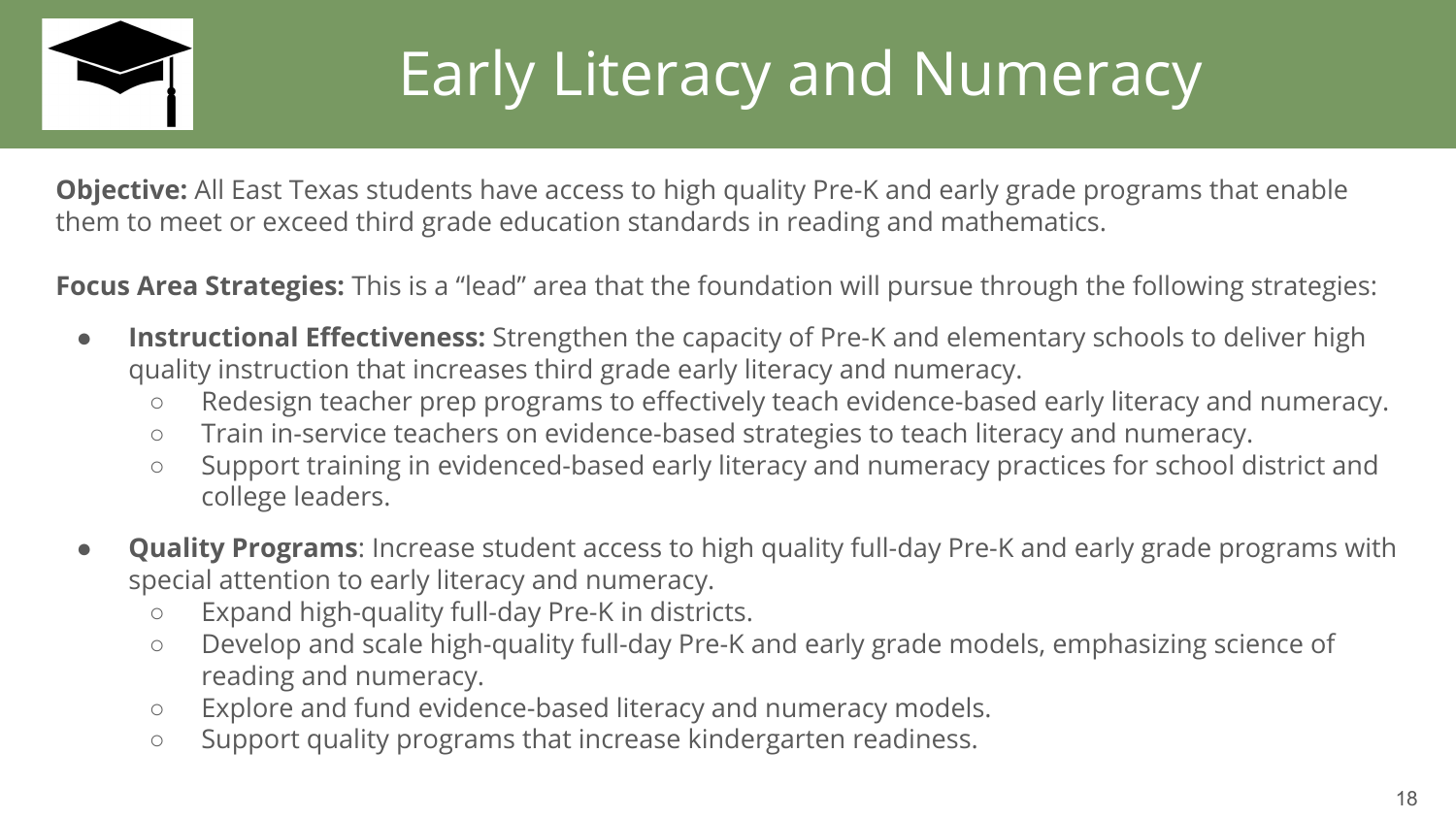# Early Literacy and Numeracy

**Objective:** All East Texas students have access to high quality Pre-K and early grade programs that enable them to meet or exceed third grade education standards in reading and mathematics.

**Focus Area Strategies:** This is a "lead" area that the foundation will pursue through the following strategies:

- **Instructional Effectiveness:** Strengthen the capacity of Pre-K and elementary schools to deliver high quality instruction that increases third grade early literacy and numeracy.
  - Redesign teacher prep programs to effectively teach evidence-based early literacy and numeracy.
  - Train in-service teachers on evidence-based strategies to teach literacy and numeracy.
  - Support training in evidenced-based early literacy and numeracy practices for school district and college leaders.
- **Quality Programs**: Increase student access to high quality full-day Pre-K and early grade programs with special attention to early literacy and numeracy.
  - Expand high-quality full-day Pre-K in districts.
  - Develop and scale high-quality full-day Pre-K and early grade models, emphasizing science of reading and numeracy.
  - Explore and fund evidence-based literacy and numeracy models.
  - Support quality programs that increase kindergarten readiness.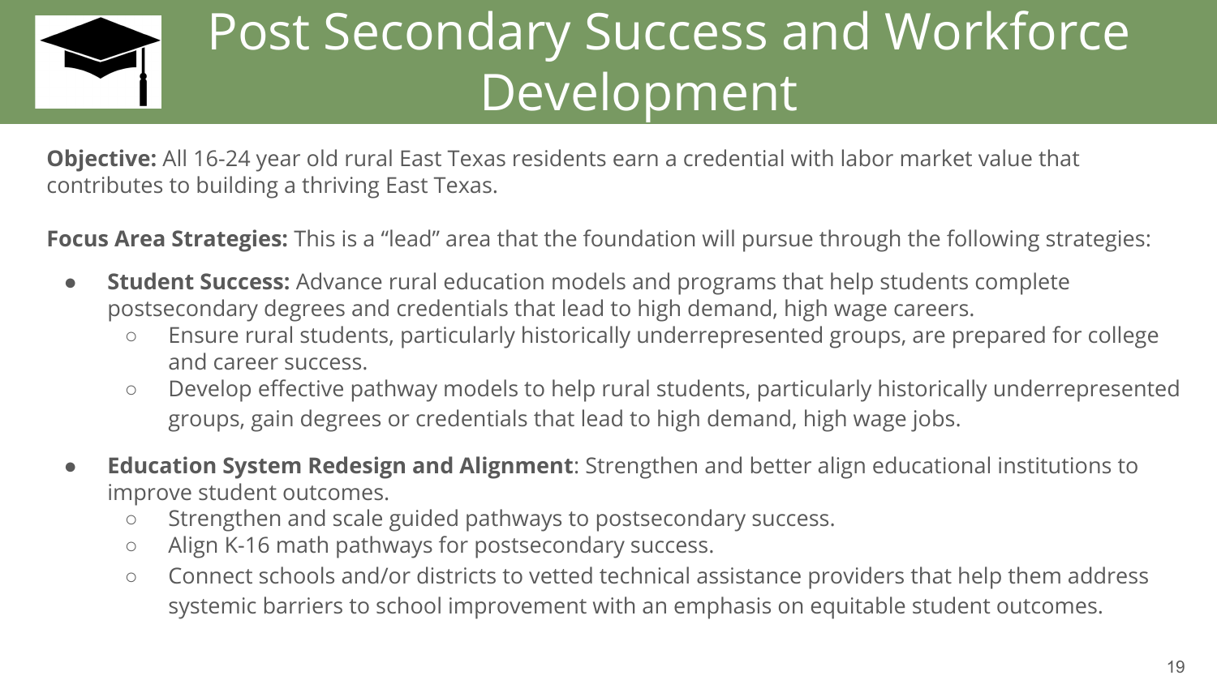# Post Secondary Success and Workforce Development

**Objective:** All 16-24 year old rural East Texas residents earn a credential with labor market value that contributes to building a thriving East Texas.

**Focus Area Strategies:** This is a "lead" area that the foundation will pursue through the following strategies:

- **Student Success:** Advance rural education models and programs that help students complete postsecondary degrees and credentials that lead to high demand, high wage careers.
  - Ensure rural students, particularly historically underrepresented groups, are prepared for college and career success.
  - Develop effective pathway models to help rural students, particularly historically underrepresented groups, gain degrees or credentials that lead to high demand, high wage jobs.
- **Education System Redesign and Alignment**: Strengthen and better align educational institutions to improve student outcomes.
  - Strengthen and scale guided pathways to postsecondary success.
  - Align K-16 math pathways for postsecondary success.
  - Connect schools and/or districts to vetted technical assistance providers that help them address systemic barriers to school improvement with an emphasis on equitable student outcomes.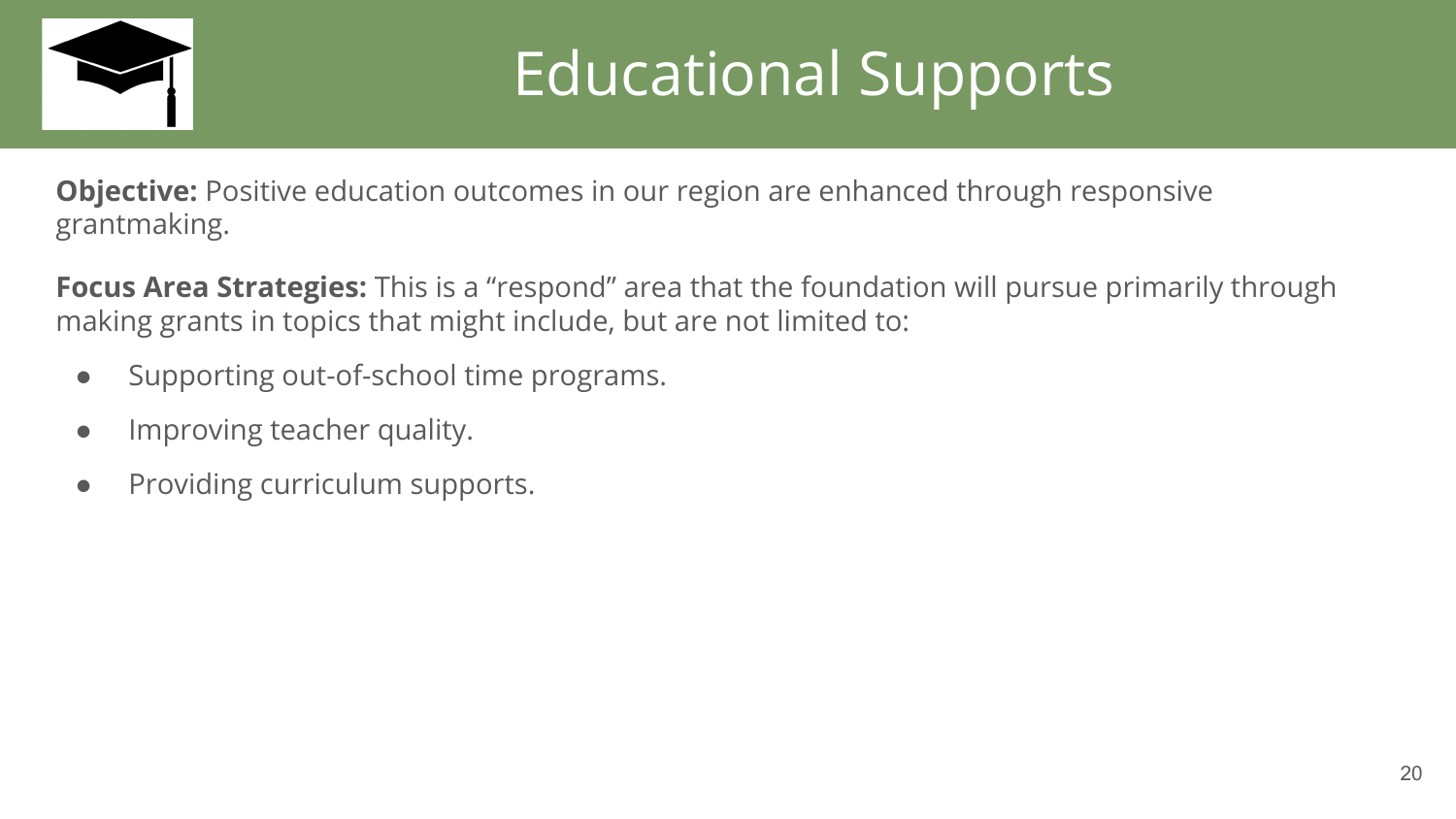# Educational Supports

**Objective:** Positive education outcomes in our region are enhanced through responsive grantmaking.

**Focus Area Strategies:** This is a "respond" area that the foundation will pursue primarily through making grants in topics that might include, but are not limited to:

- Supporting out-of-school time programs.
- Improving teacher quality.
- Providing curriculum supports.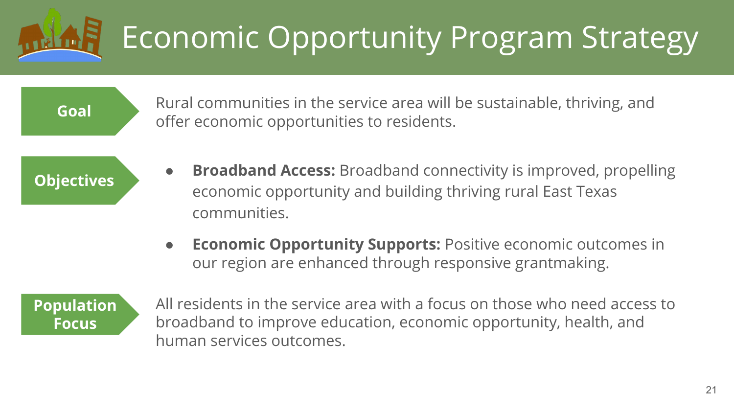# Economic Opportunity Program Strategy

**Goal**

Rural communities in the service area will be sustainable, thriving, and offer economic opportunities to residents.

**Objectives**

- **Broadband Access:** Broadband connectivity is improved, propelling economic opportunity and building thriving rural East Texas communities.
- **Economic Opportunity Supports:** Positive economic outcomes in our region are enhanced through responsive grantmaking.

**Population Focus**

All residents in the service area with a focus on those who need access to broadband to improve education, economic opportunity, health, and human services outcomes.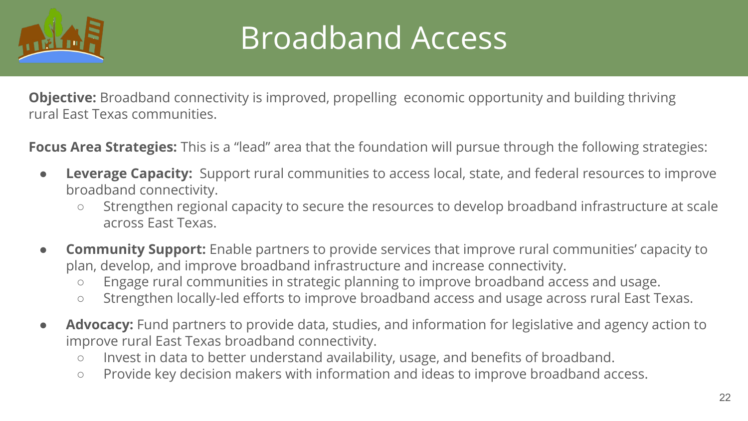# Broadband Access

**Objective:** Broadband connectivity is improved, propelling economic opportunity and building thriving rural East Texas communities.

**Focus Area Strategies:** This is a "lead" area that the foundation will pursue through the following strategies:

- **Leverage Capacity:** Support rural communities to access local, state, and federal resources to improve broadband connectivity.
  - Strengthen regional capacity to secure the resources to develop broadband infrastructure at scale across East Texas.
- **Community Support:** Enable partners to provide services that improve rural communities' capacity to plan, develop, and improve broadband infrastructure and increase connectivity.
  - Engage rural communities in strategic planning to improve broadband access and usage.
  - Strengthen locally-led efforts to improve broadband access and usage across rural East Texas.
- **Advocacy:** Fund partners to provide data, studies, and information for legislative and agency action to improve rural East Texas broadband connectivity.
  - Invest in data to better understand availability, usage, and benefits of broadband.
  - Provide key decision makers with information and ideas to improve broadband access.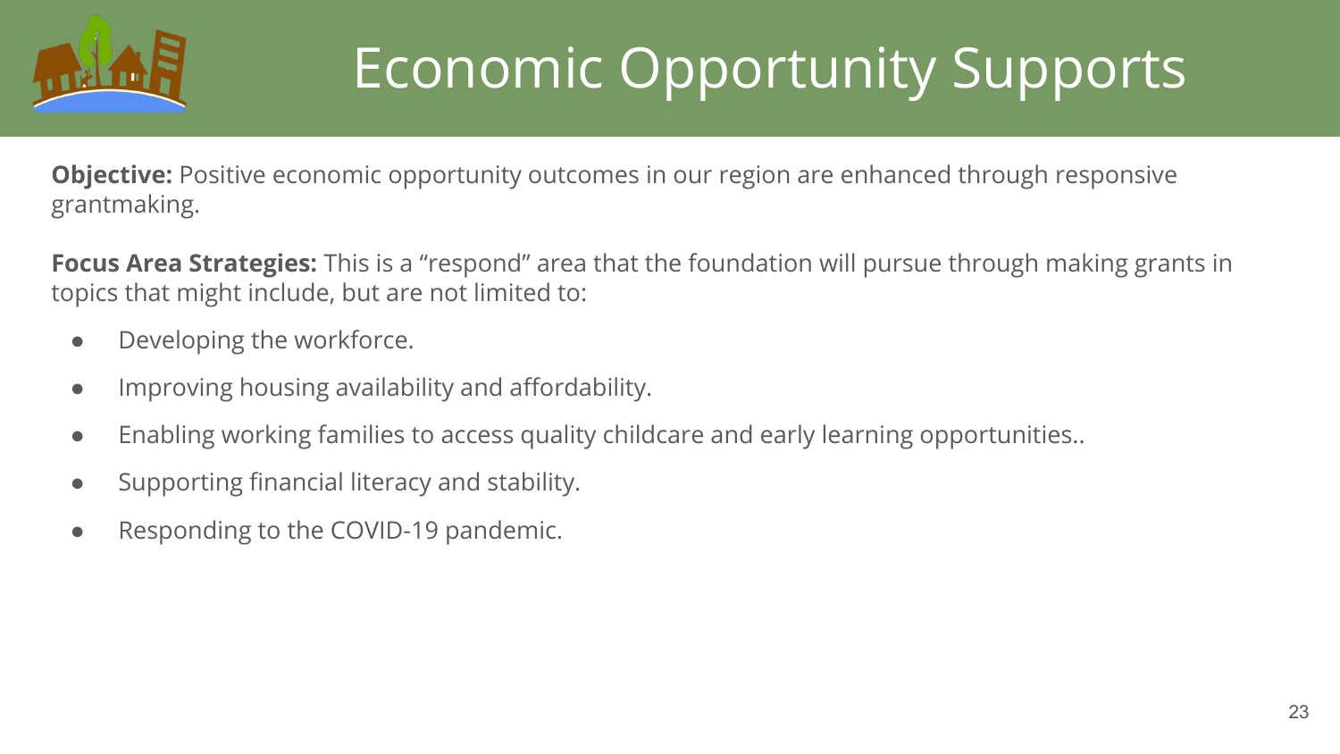# Economic Opportunity Supports

**Objective:** Positive economic opportunity outcomes in our region are enhanced through responsive grantmaking.

**Focus Area Strategies:** This is a "respond" area that the foundation will pursue through making grants in topics that might include, but are not limited to:

- Developing the workforce.
- Improving housing availability and affordability.
- Enabling working families to access quality childcare and early learning opportunities..
- Supporting financial literacy and stability.
- Responding to the COVID-19 pandemic.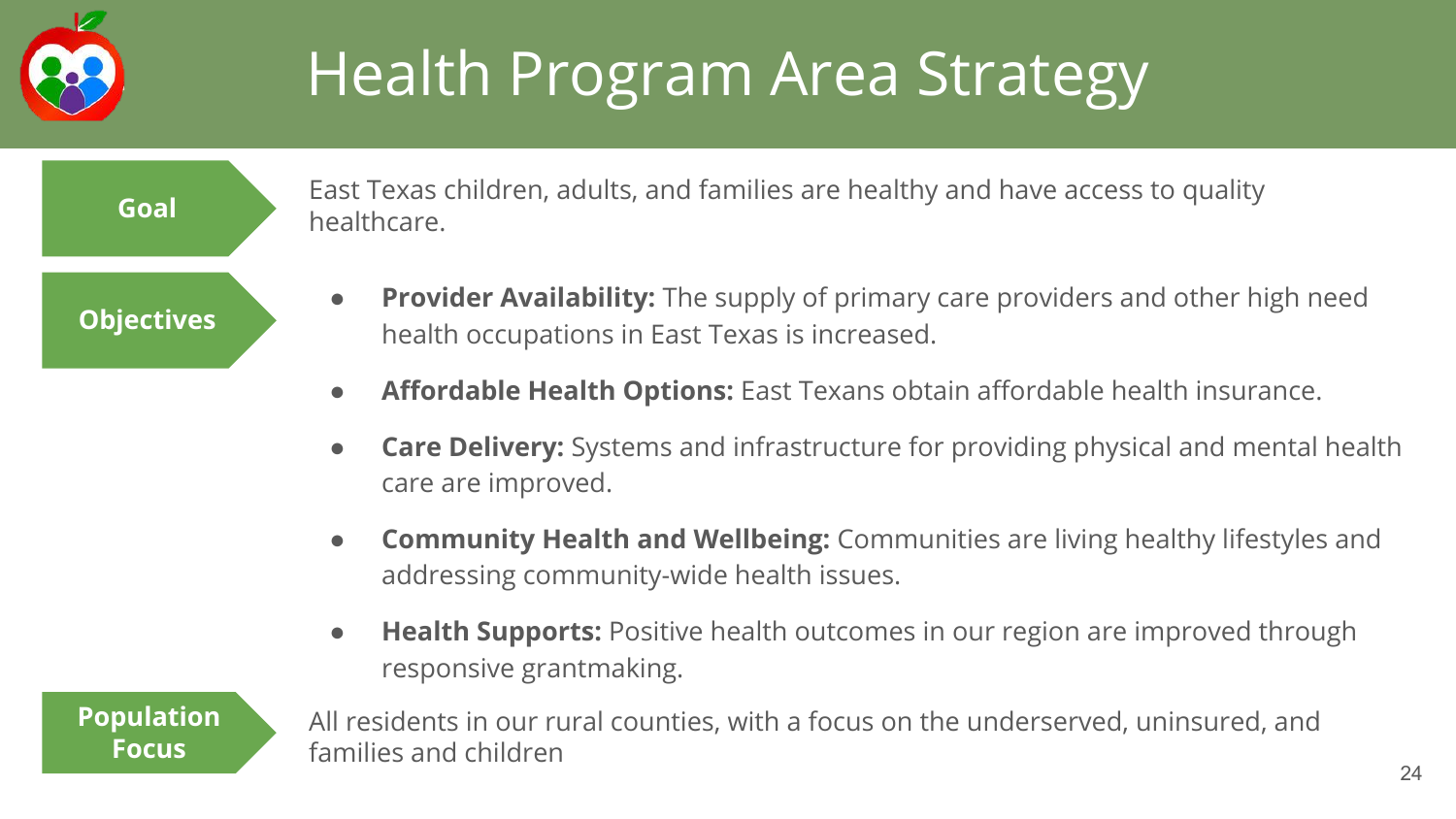# Health Program Area Strategy

**Goal**

East Texas children, adults, and families are healthy and have access to quality healthcare.

**Objectives**

- **Provider Availability:** The supply of primary care providers and other high need health occupations in East Texas is increased.
- **Affordable Health Options:** East Texans obtain affordable health insurance.
- **Care Delivery:** Systems and infrastructure for providing physical and mental health care are improved.
- **Community Health and Wellbeing:** Communities are living healthy lifestyles and addressing community-wide health issues.
- **Health Supports:** Positive health outcomes in our region are improved through responsive grantmaking.

**Population Focus**

All residents in our rural counties, with a focus on the underserved, uninsured, and families and children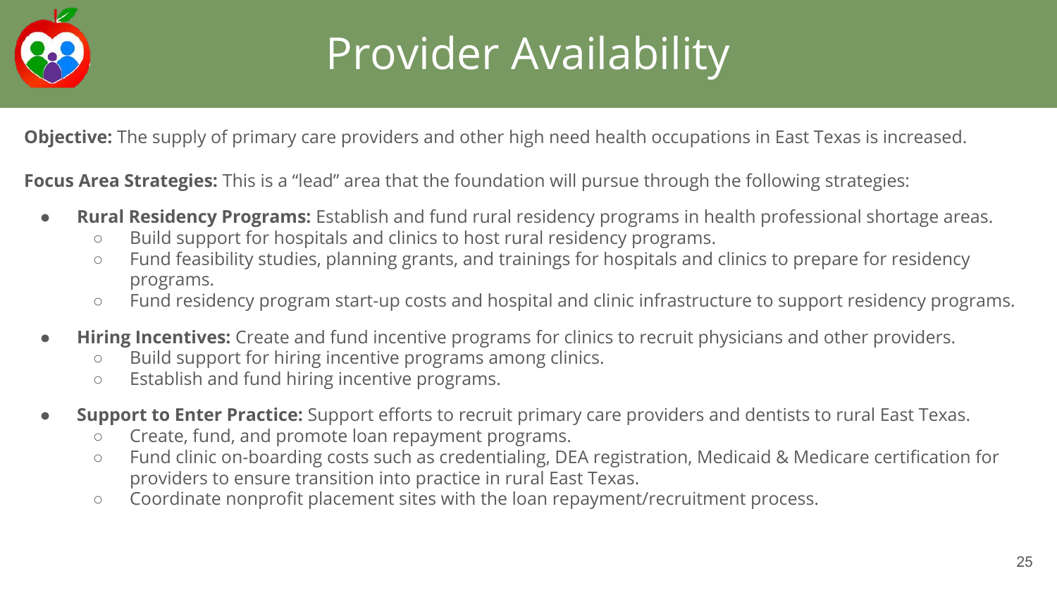# Provider Availability

**Objective:** The supply of primary care providers and other high need health occupations in East Texas is increased.

**Focus Area Strategies:** This is a "lead" area that the foundation will pursue through the following strategies:

- **Rural Residency Programs:** Establish and fund rural residency programs in health professional shortage areas.
  - Build support for hospitals and clinics to host rural residency programs.
  - Fund feasibility studies, planning grants, and trainings for hospitals and clinics to prepare for residency programs.
  - Fund residency program start-up costs and hospital and clinic infrastructure to support residency programs.
- **Hiring Incentives:** Create and fund incentive programs for clinics to recruit physicians and other providers.
  - Build support for hiring incentive programs among clinics.
  - Establish and fund hiring incentive programs.
- **Support to Enter Practice:** Support efforts to recruit primary care providers and dentists to rural East Texas.
  - Create, fund, and promote loan repayment programs.
  - Fund clinic on-boarding costs such as credentialing, DEA registration, Medicaid & Medicare certification for providers to ensure transition into practice in rural East Texas.
  - Coordinate nonprofit placement sites with the loan repayment/recruitment process.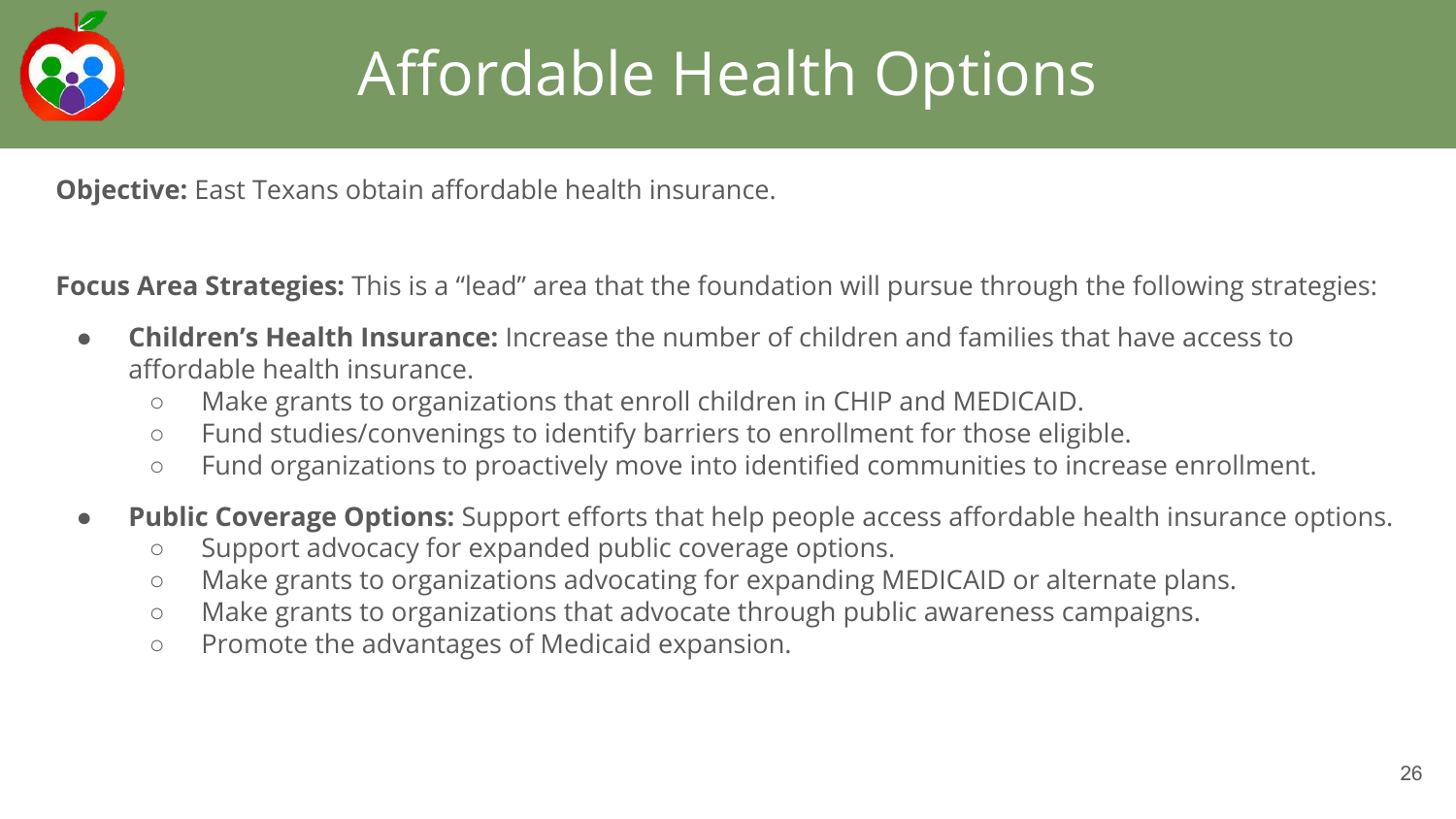# Affordable Health Options

**Objective:** East Texans obtain affordable health insurance.

**Focus Area Strategies:** This is a “lead” area that the foundation will pursue through the following strategies:

- **Children’s Health Insurance:** Increase the number of children and families that have access to affordable health insurance.
  - Make grants to organizations that enroll children in CHIP and MEDICAID.
  - Fund studies/convenings to identify barriers to enrollment for those eligible.
  - Fund organizations to proactively move into identified communities to increase enrollment.
- **Public Coverage Options:** Support efforts that help people access affordable health insurance options.
  - Support advocacy for expanded public coverage options.
  - Make grants to organizations advocating for expanding MEDICAID or alternate plans.
  - Make grants to organizations that advocate through public awareness campaigns.
  - Promote the advantages of Medicaid expansion.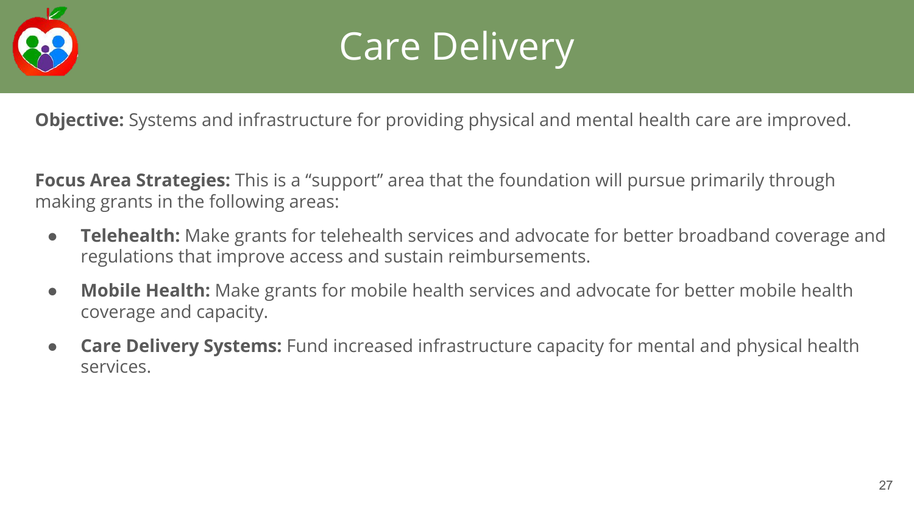# Care Delivery

**Objective:** Systems and infrastructure for providing physical and mental health care are improved.

**Focus Area Strategies:** This is a "support" area that the foundation will pursue primarily through making grants in the following areas:

- **Telehealth:** Make grants for telehealth services and advocate for better broadband coverage and regulations that improve access and sustain reimbursements.
- **Mobile Health:** Make grants for mobile health services and advocate for better mobile health coverage and capacity.
- **Care Delivery Systems:** Fund increased infrastructure capacity for mental and physical health services.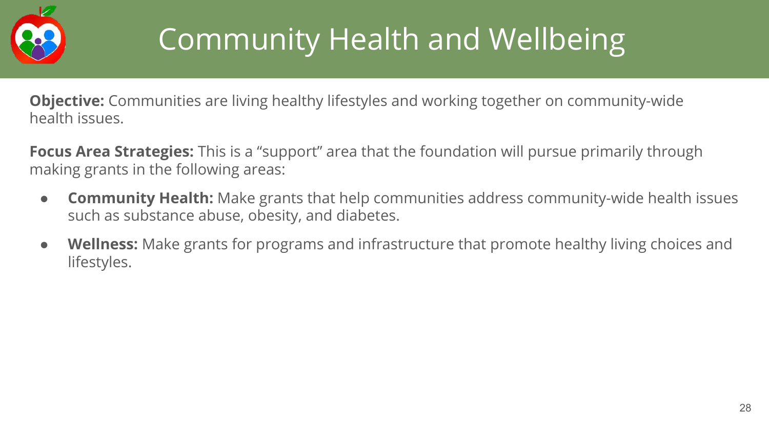# Community Health and Wellbeing

**Objective:** Communities are living healthy lifestyles and working together on community-wide health issues.

**Focus Area Strategies:** This is a “support” area that the foundation will pursue primarily through making grants in the following areas:

- **Community Health:** Make grants that help communities address community-wide health issues such as substance abuse, obesity, and diabetes.
- **Wellness:** Make grants for programs and infrastructure that promote healthy living choices and lifestyles.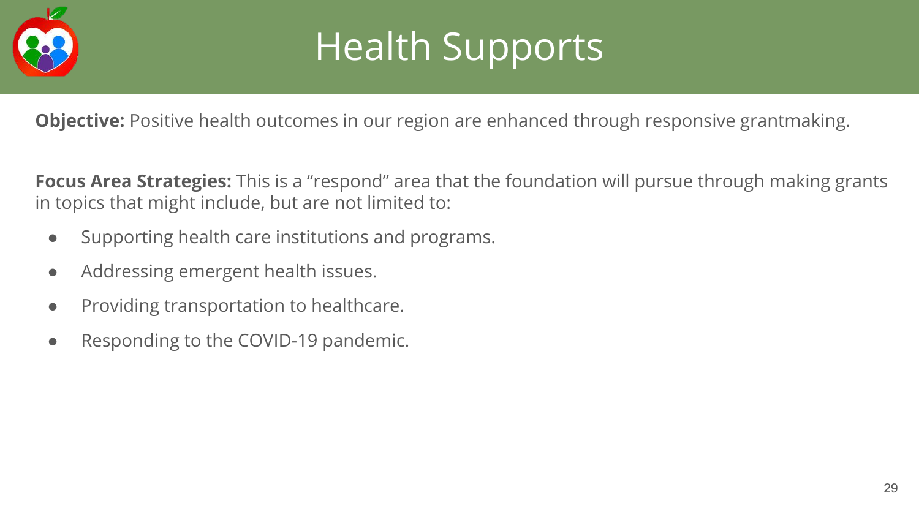# Health Supports

**Objective:** Positive health outcomes in our region are enhanced through responsive grantmaking.

**Focus Area Strategies:** This is a "respond" area that the foundation will pursue through making grants in topics that might include, but are not limited to:

- Supporting health care institutions and programs.
- Addressing emergent health issues.
- Providing transportation to healthcare.
- Responding to the COVID-19 pandemic.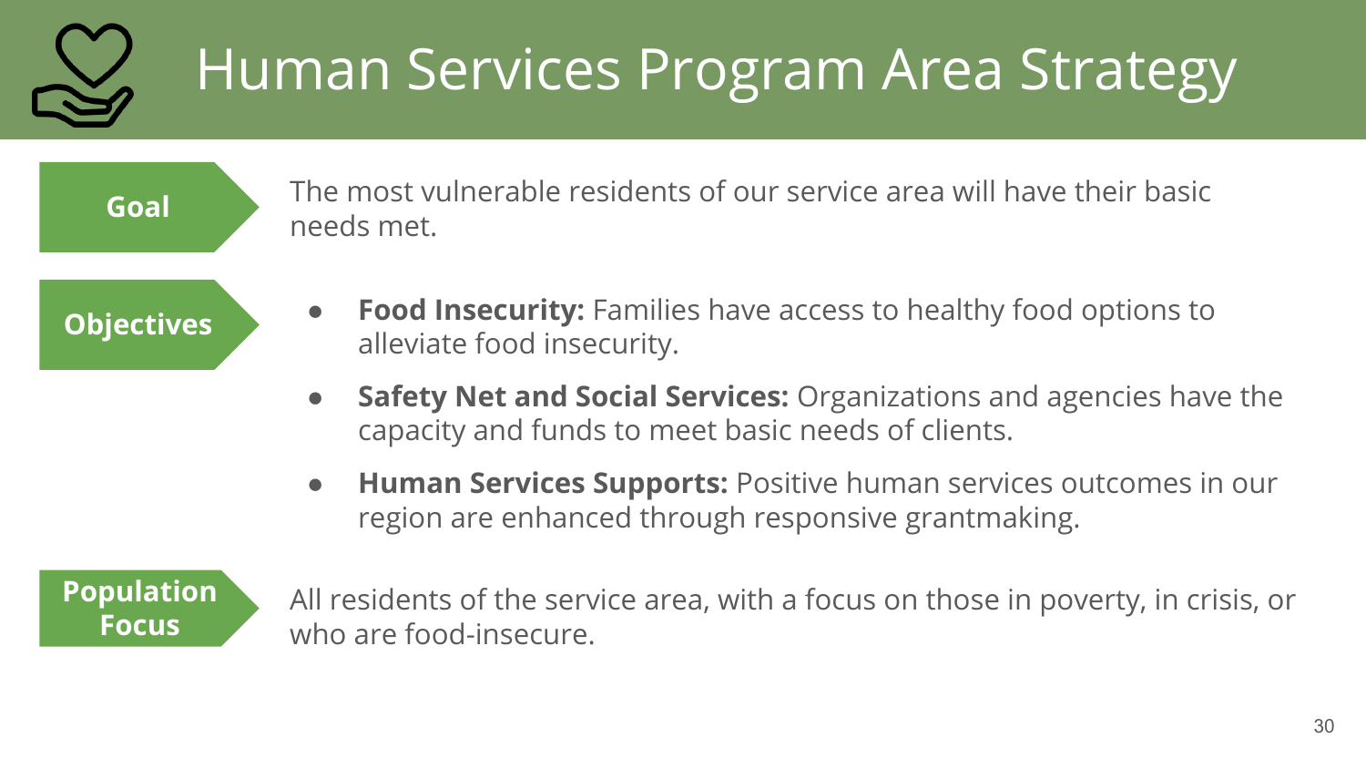# Human Services Program Area Strategy

**Goal**

The most vulnerable residents of our service area will have their basic needs met.

**Objectives**

- **Food Insecurity:** Families have access to healthy food options to alleviate food insecurity.
- **Safety Net and Social Services:** Organizations and agencies have the capacity and funds to meet basic needs of clients.
- **Human Services Supports:** Positive human services outcomes in our region are enhanced through responsive grantmaking.

**Population Focus**

All residents of the service area, with a focus on those in poverty, in crisis, or who are food-insecure.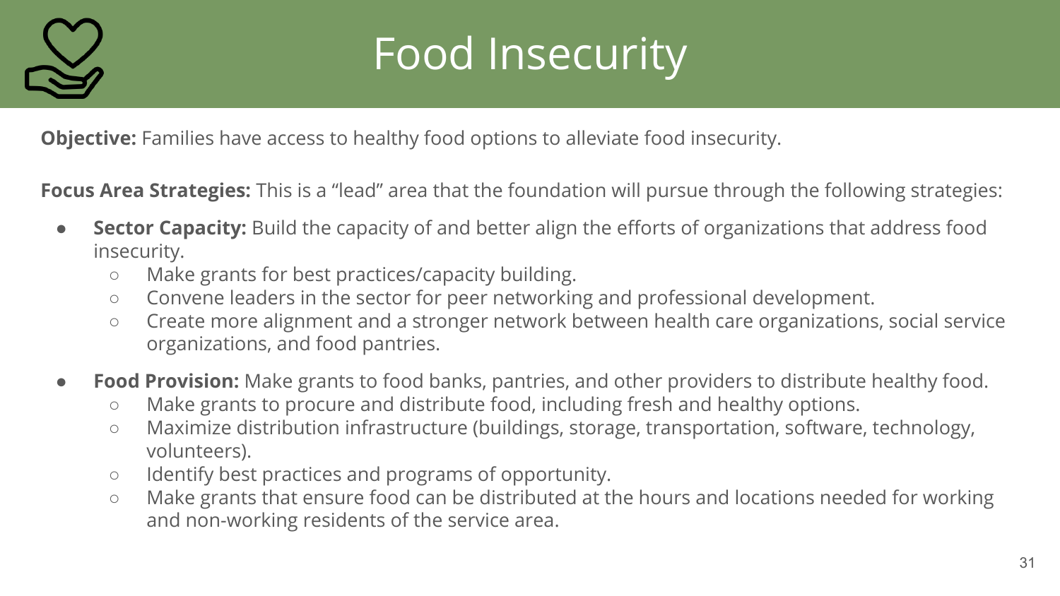# Food Insecurity

**Objective:** Families have access to healthy food options to alleviate food insecurity.

**Focus Area Strategies:** This is a "lead" area that the foundation will pursue through the following strategies:

- **Sector Capacity:** Build the capacity of and better align the efforts of organizations that address food insecurity.
  - Make grants for best practices/capacity building.
  - Convene leaders in the sector for peer networking and professional development.
  - Create more alignment and a stronger network between health care organizations, social service organizations, and food pantries.
- **Food Provision:** Make grants to food banks, pantries, and other providers to distribute healthy food.
  - Make grants to procure and distribute food, including fresh and healthy options.
  - Maximize distribution infrastructure (buildings, storage, transportation, software, technology, volunteers).
  - Identify best practices and programs of opportunity.
  - Make grants that ensure food can be distributed at the hours and locations needed for working and non-working residents of the service area.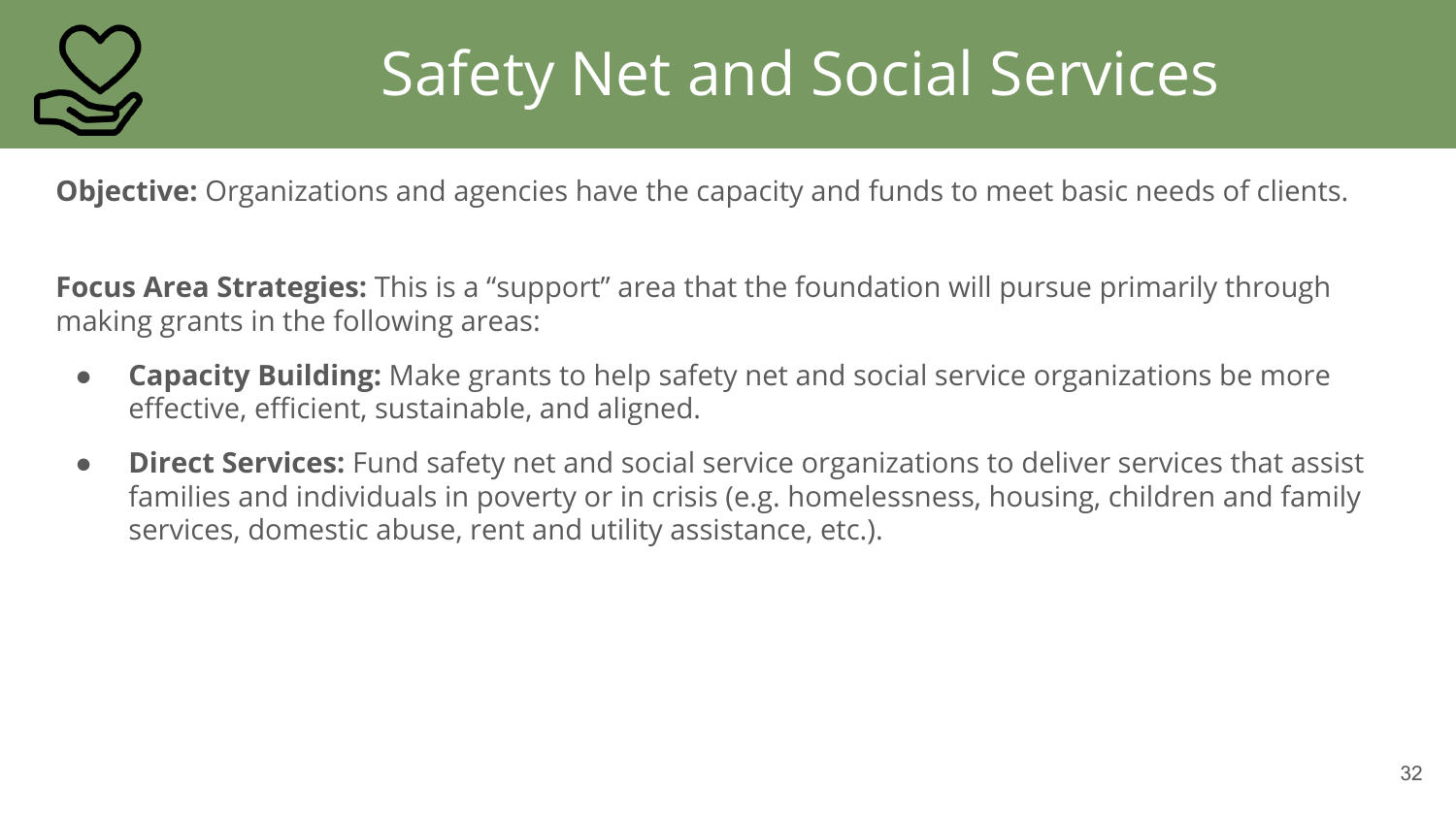# Safety Net and Social Services

**Objective:** Organizations and agencies have the capacity and funds to meet basic needs of clients.

**Focus Area Strategies:** This is a “support” area that the foundation will pursue primarily through making grants in the following areas:

- **Capacity Building:** Make grants to help safety net and social service organizations be more effective, efficient, sustainable, and aligned.
- **Direct Services:** Fund safety net and social service organizations to deliver services that assist families and individuals in poverty or in crisis (e.g. homelessness, housing, children and family services, domestic abuse, rent and utility assistance, etc.).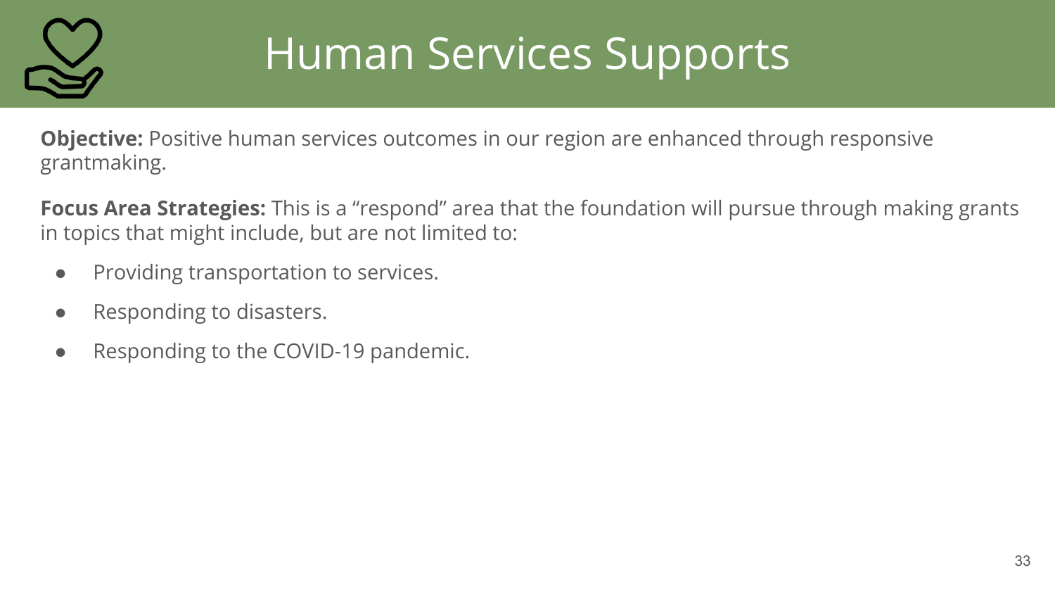# Human Services Supports

**Objective:** Positive human services outcomes in our region are enhanced through responsive grantmaking.

**Focus Area Strategies:** This is a “respond” area that the foundation will pursue through making grants in topics that might include, but are not limited to:

- Providing transportation to services.
- Responding to disasters.
- Responding to the COVID-19 pandemic.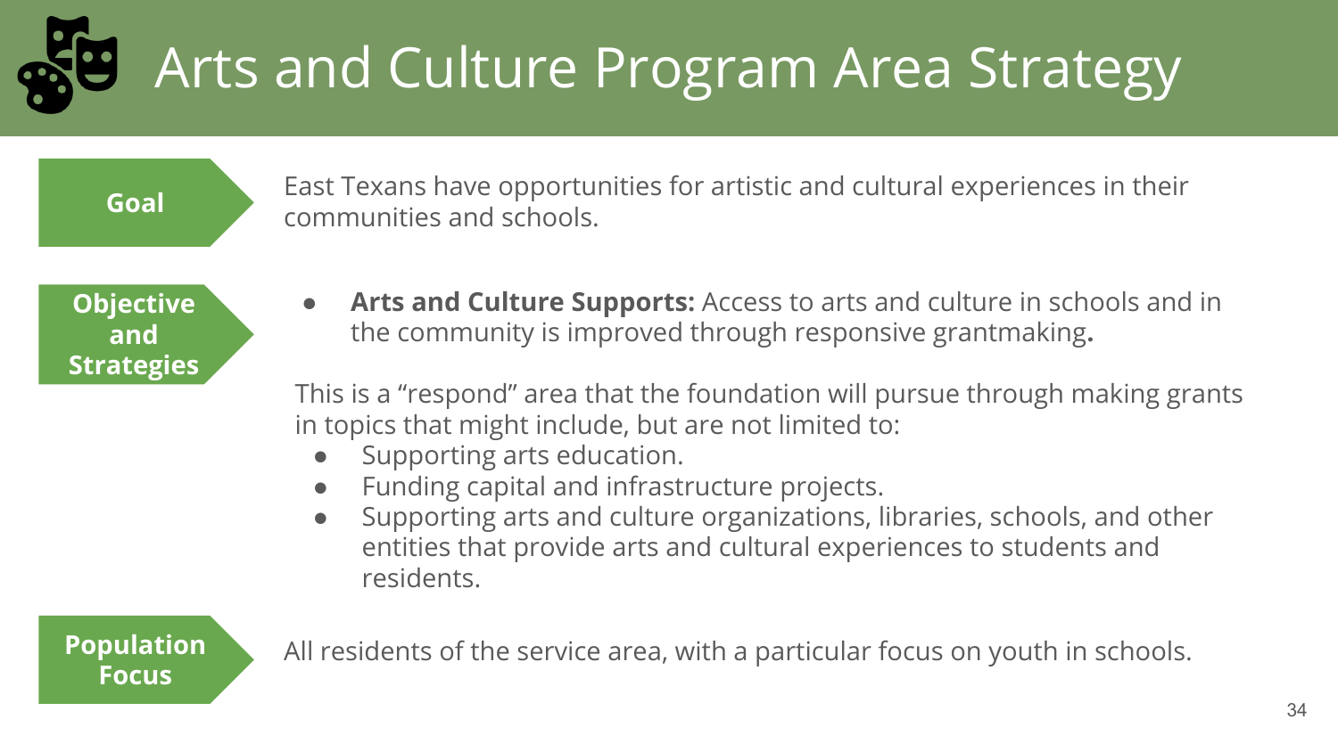# Arts and Culture Program Area Strategy

**Goal**

East Texans have opportunities for artistic and cultural experiences in their communities and schools.

**Objective and Strategies**

- **Arts and Culture Supports:** Access to arts and culture in schools and in the community is improved through responsive grantmaking**.**

This is a "respond" area that the foundation will pursue through making grants in topics that might include, but are not limited to:

- Supporting arts education.
- Funding capital and infrastructure projects.
- Supporting arts and culture organizations, libraries, schools, and other entities that provide arts and cultural experiences to students and residents.

**Population Focus**

All residents of the service area, with a particular focus on youth in schools.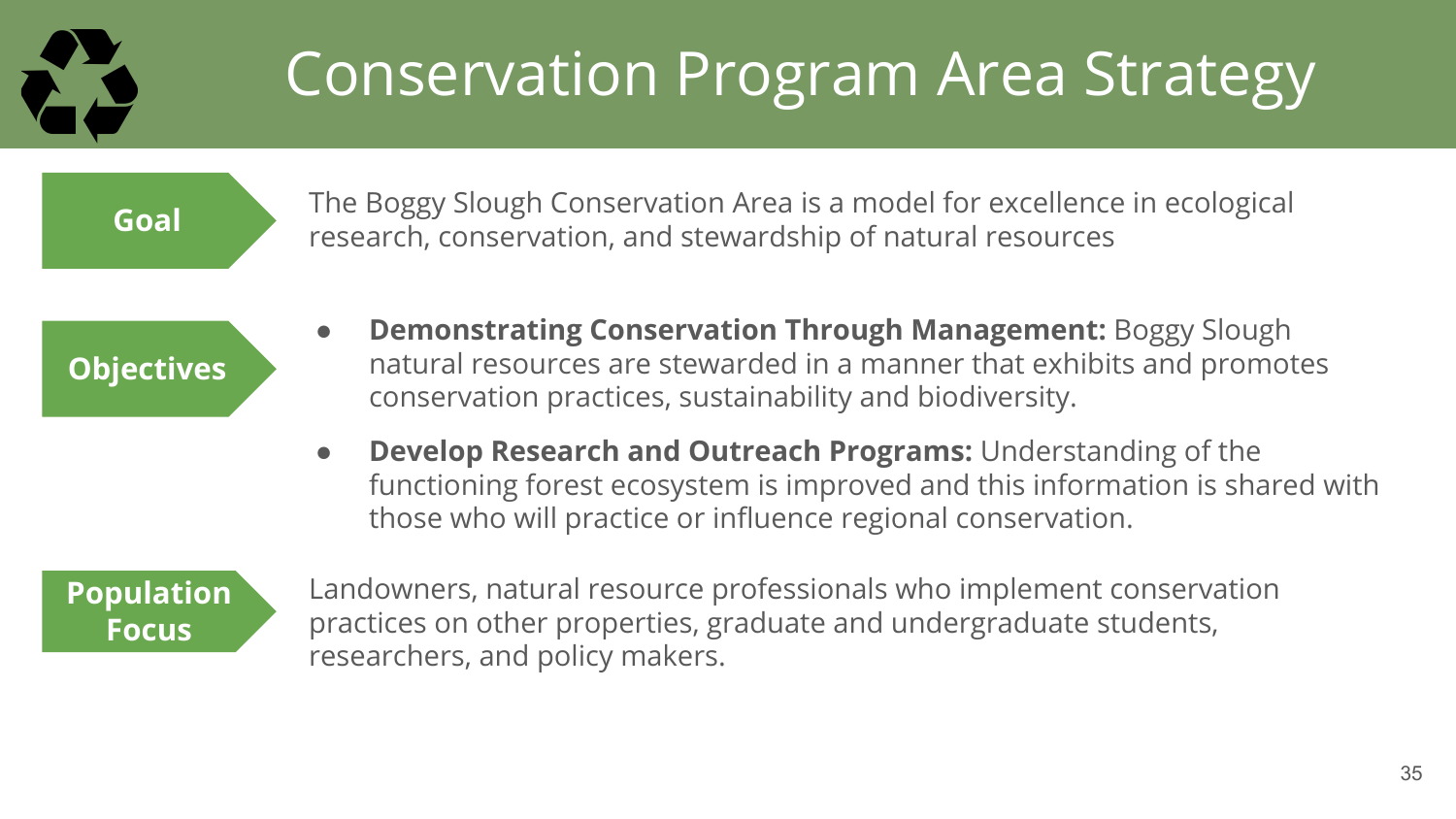# Conservation Program Area Strategy

**Goal**

The Boggy Slough Conservation Area is a model for excellence in ecological research, conservation, and stewardship of natural resources

**Objectives**

- **Demonstrating Conservation Through Management:** Boggy Slough natural resources are stewarded in a manner that exhibits and promotes conservation practices, sustainability and biodiversity.
- **Develop Research and Outreach Programs:** Understanding of the functioning forest ecosystem is improved and this information is shared with those who will practice or influence regional conservation.

**Population Focus**

Landowners, natural resource professionals who implement conservation practices on other properties, graduate and undergraduate students, researchers, and policy makers.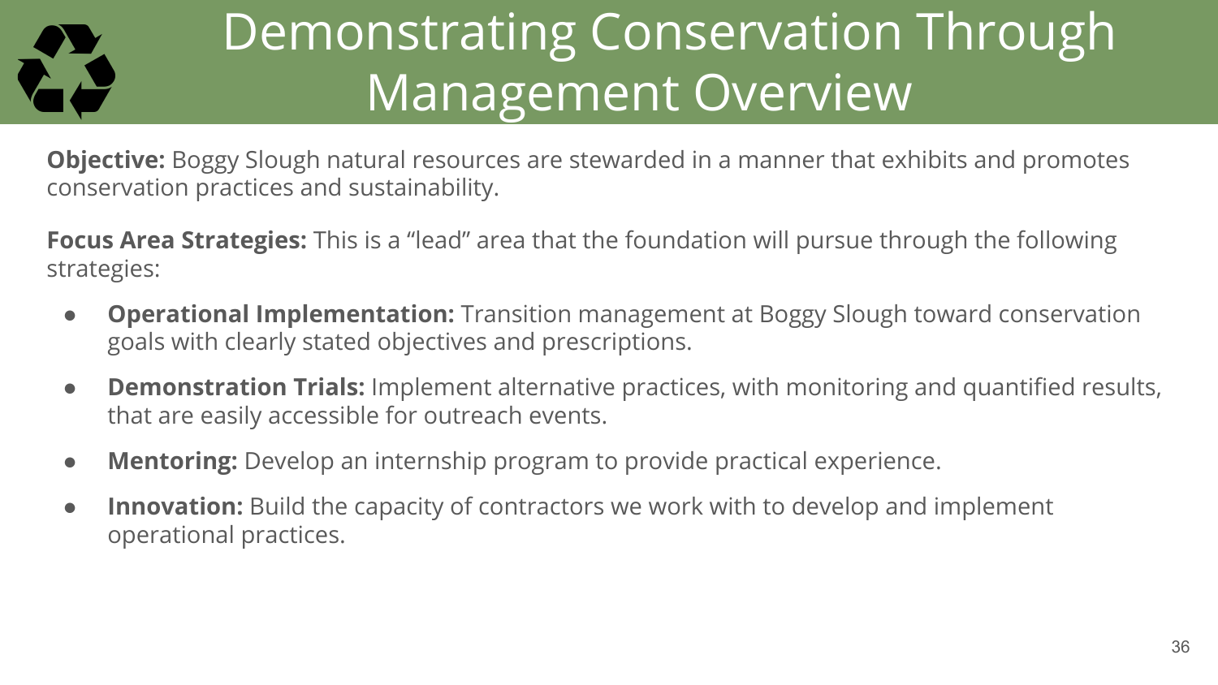# Demonstrating Conservation Through Management Overview

**Objective:** Boggy Slough natural resources are stewarded in a manner that exhibits and promotes conservation practices and sustainability.

**Focus Area Strategies:** This is a "lead" area that the foundation will pursue through the following strategies:

- **Operational Implementation:** Transition management at Boggy Slough toward conservation goals with clearly stated objectives and prescriptions.
- **Demonstration Trials:** Implement alternative practices, with monitoring and quantified results, that are easily accessible for outreach events.
- **Mentoring:** Develop an internship program to provide practical experience.
- **Innovation:** Build the capacity of contractors we work with to develop and implement operational practices.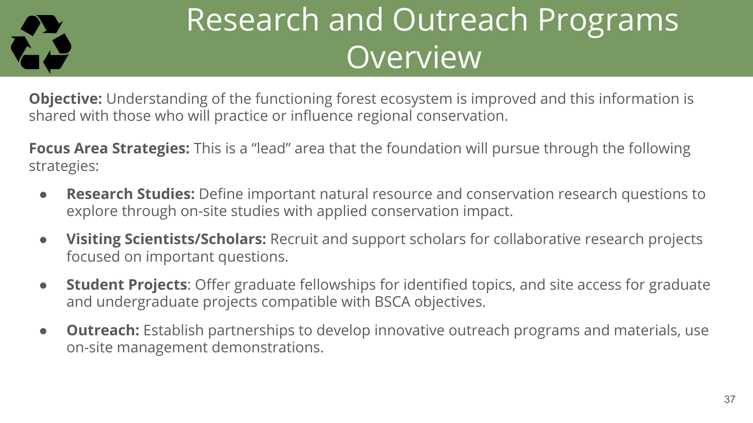# Research and Outreach Programs Overview

**Objective:** Understanding of the functioning forest ecosystem is improved and this information is shared with those who will practice or influence regional conservation.

**Focus Area Strategies:** This is a “lead” area that the foundation will pursue through the following strategies:

- **Research Studies:** Define important natural resource and conservation research questions to explore through on-site studies with applied conservation impact.
- **Visiting Scientists/Scholars:** Recruit and support scholars for collaborative research projects focused on important questions.
- **Student Projects**: Offer graduate fellowships for identified topics, and site access for graduate and undergraduate projects compatible with BSCA objectives.
- **Outreach:** Establish partnerships to develop innovative outreach programs and materials, use on-site management demonstrations.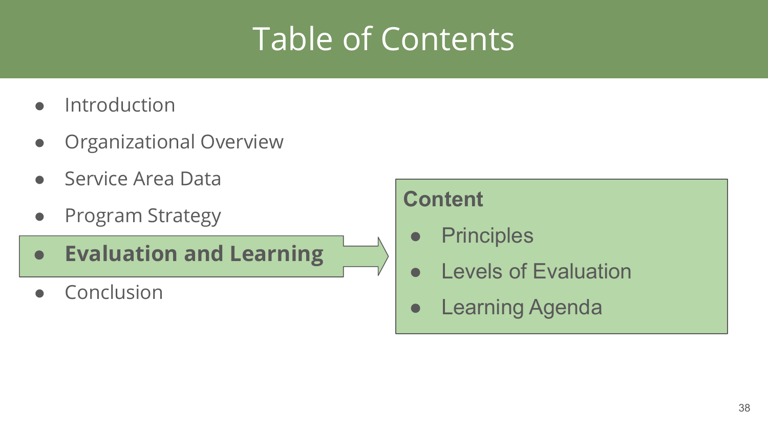# Table of Contents

- Introduction
- Organizational Overview
- Service Area Data
- Program Strategy
- **Evaluation and Learning**
- Conclusion

**Content**

- Principles
- Levels of Evaluation
- Learning Agenda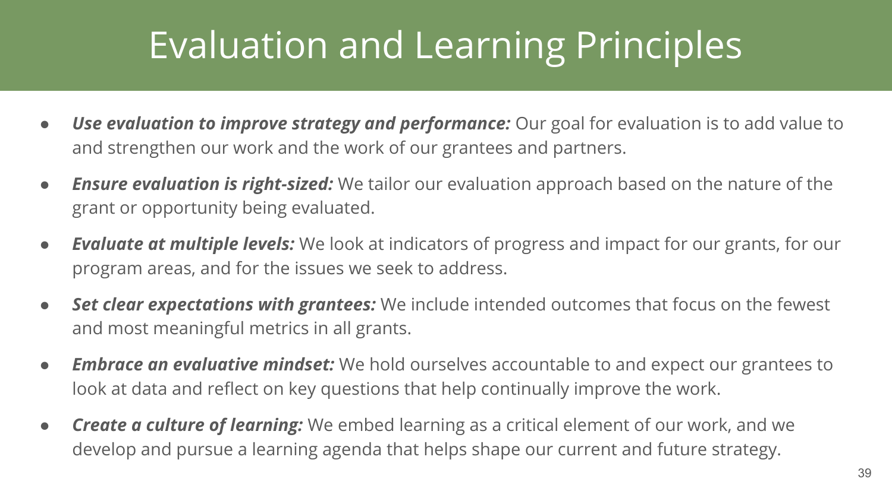# Evaluation and Learning Principles

- ***Use evaluation to improve strategy and performance:*** Our goal for evaluation is to add value to and strengthen our work and the work of our grantees and partners.
- ***Ensure evaluation is right-sized:*** We tailor our evaluation approach based on the nature of the grant or opportunity being evaluated.
- ***Evaluate at multiple levels:*** We look at indicators of progress and impact for our grants, for our program areas, and for the issues we seek to address.
- ***Set clear expectations with grantees:*** We include intended outcomes that focus on the fewest and most meaningful metrics in all grants.
- ***Embrace an evaluative mindset:*** We hold ourselves accountable to and expect our grantees to look at data and reflect on key questions that help continually improve the work.
- ***Create a culture of learning:*** We embed learning as a critical element of our work, and we develop and pursue a learning agenda that helps shape our current and future strategy.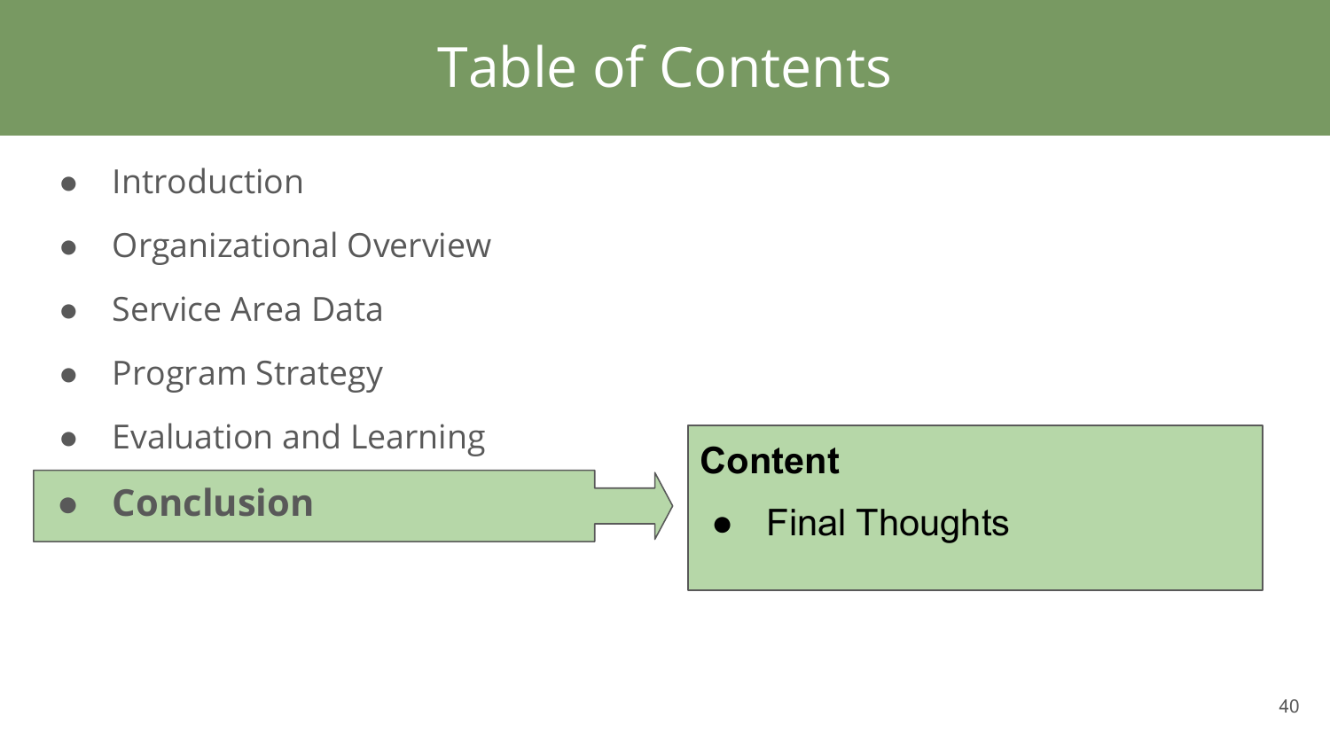# Table of Contents

- Introduction
- Organizational Overview
- Service Area Data
- Program Strategy
- Evaluation and Learning
- **Conclusion**

**Content**

- Final Thoughts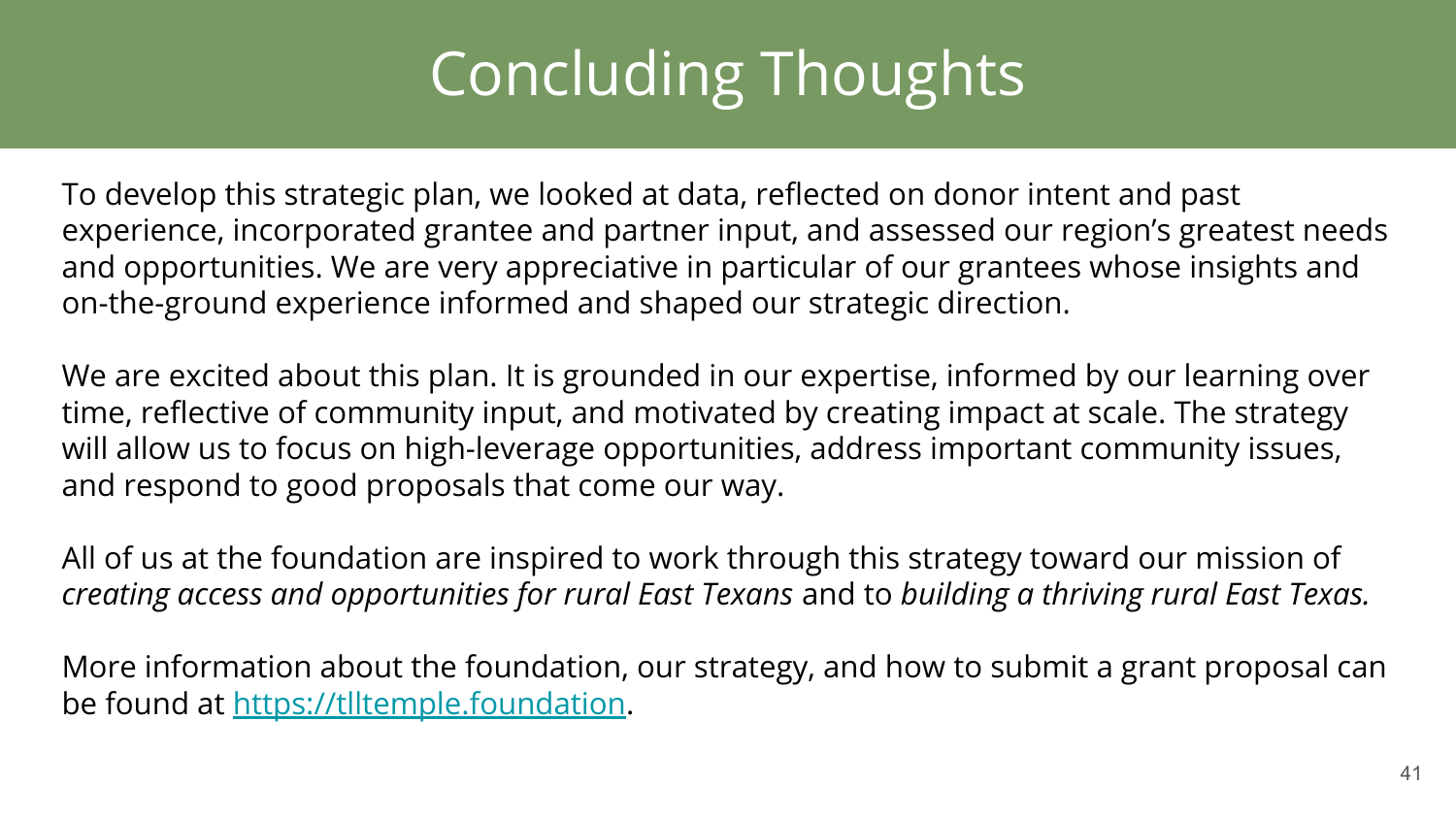# Concluding Thoughts

To develop this strategic plan, we looked at data, reflected on donor intent and past experience, incorporated grantee and partner input, and assessed our region's greatest needs and opportunities. We are very appreciative in particular of our grantees whose insights and on-the-ground experience informed and shaped our strategic direction.

We are excited about this plan. It is grounded in our expertise, informed by our learning over time, reflective of community input, and motivated by creating impact at scale. The strategy will allow us to focus on high-leverage opportunities, address important community issues, and respond to good proposals that come our way.

All of us at the foundation are inspired to work through this strategy toward our mission of *creating access and opportunities for rural East Texans* and to *building a thriving rural East Texas.*

More information about the foundation, our strategy, and how to submit a grant proposal can be found at [https://tlltemple.foundation](https://tlltemple.foundation).